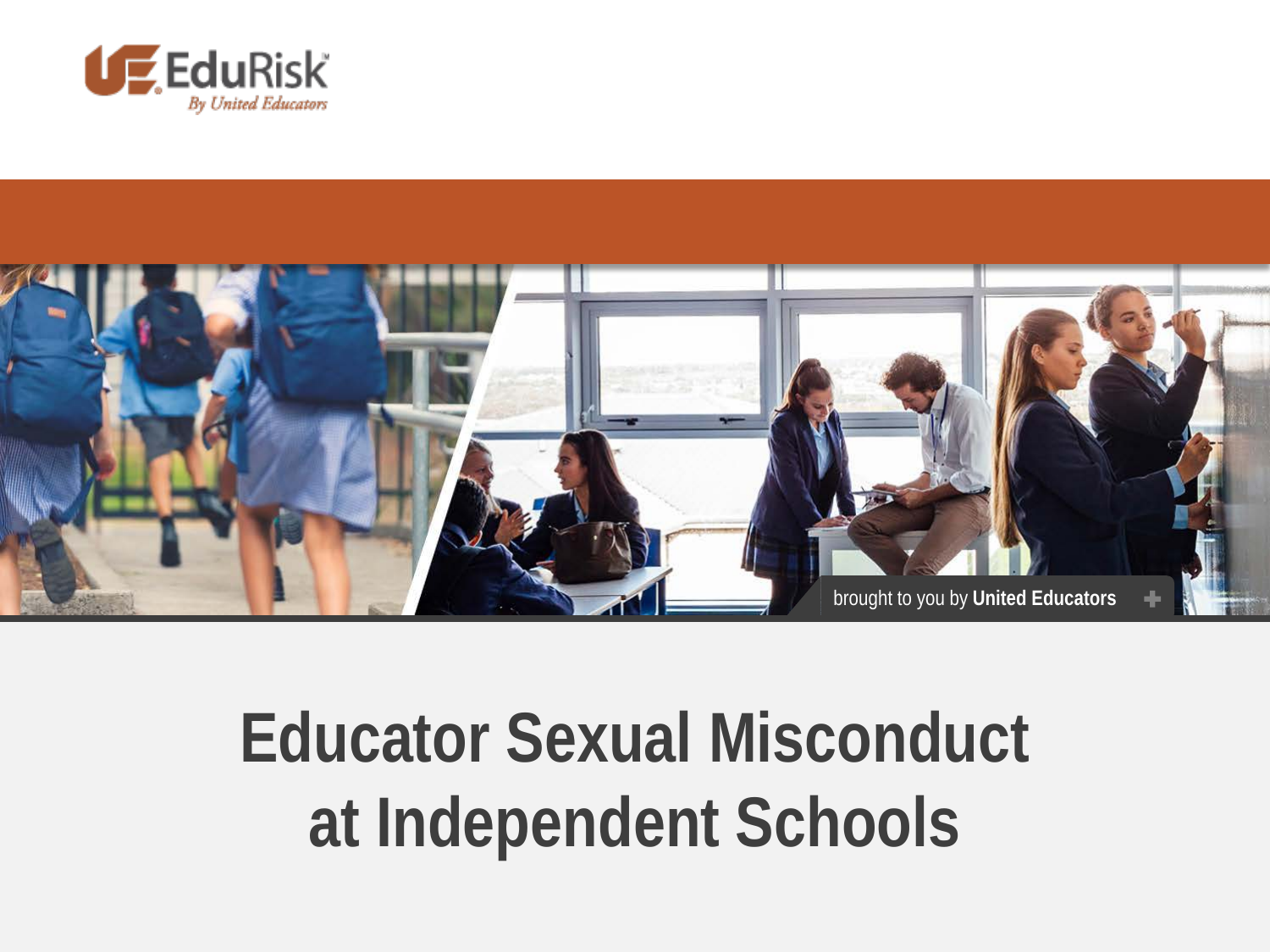EduRisk
By United Educators

brought to you by **United Educators**

# Educator Sexual Misconduct at Independent Schools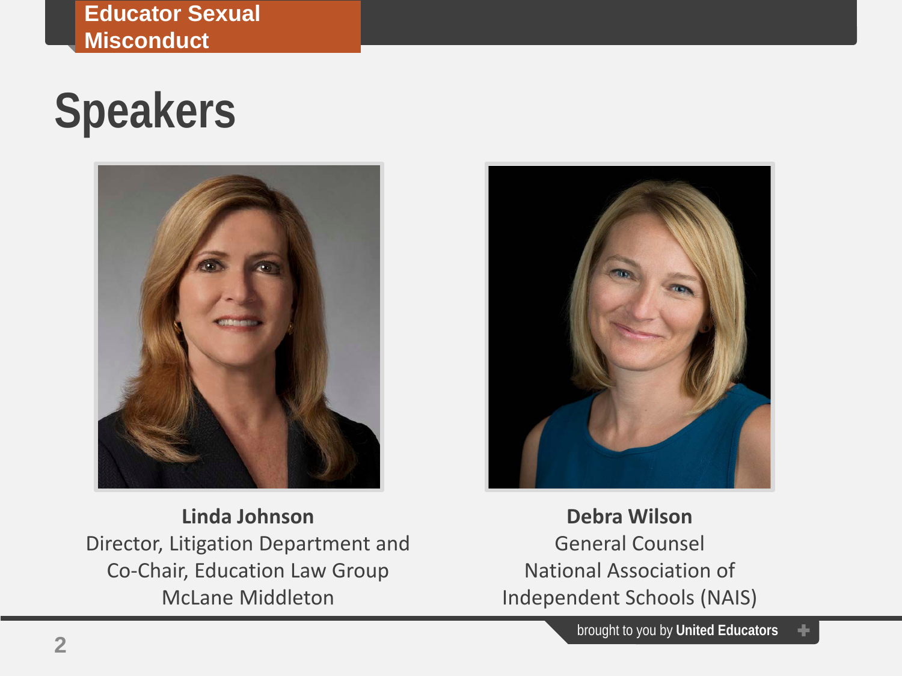# Speakers

**Linda Johnson**
Director, Litigation Department and
Co-Chair, Education Law Group
McLane Middleton

**Debra Wilson**
General Counsel
National Association of
Independent Schools (NAIS)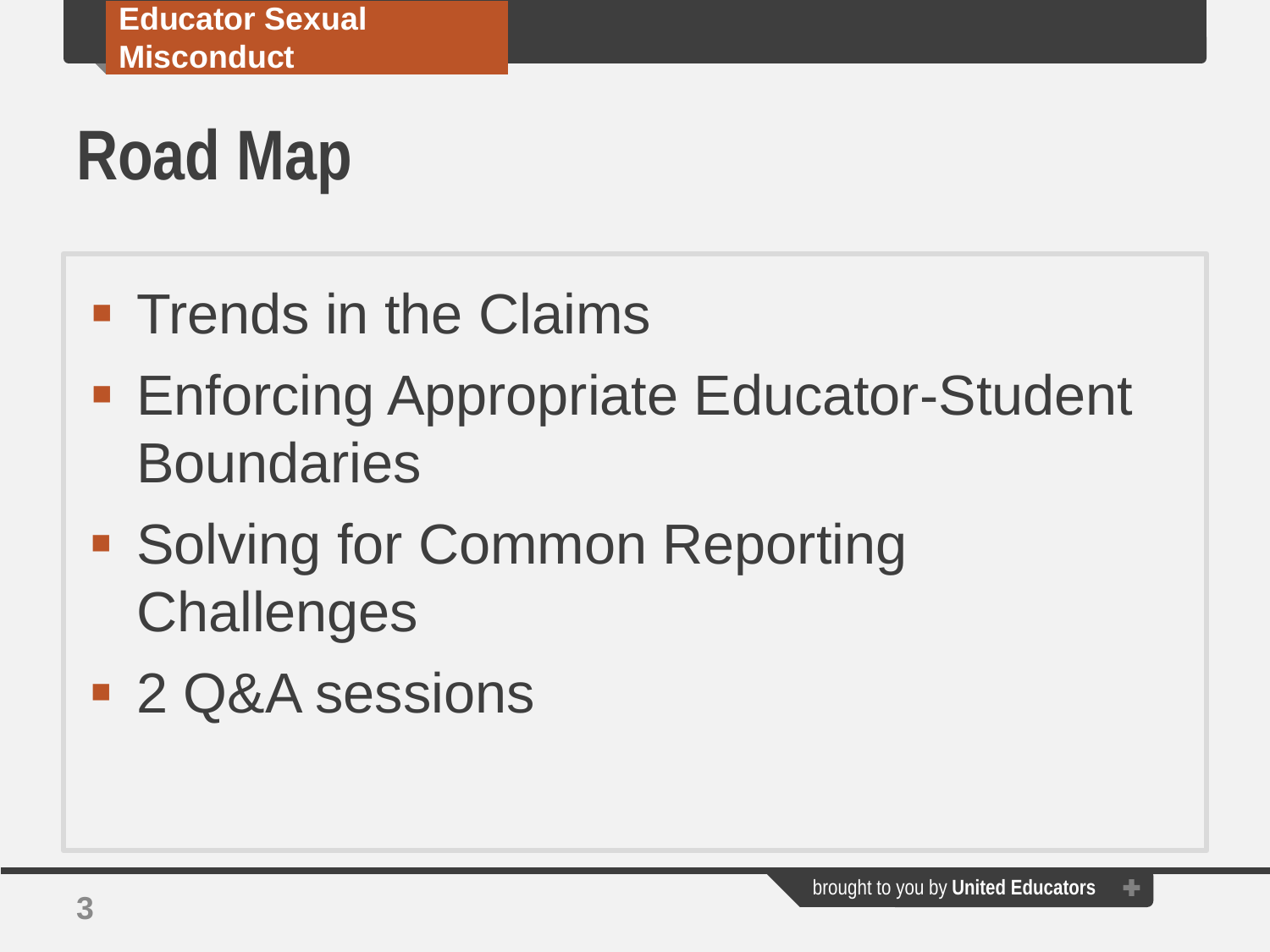# Road Map

- Trends in the Claims
- Enforcing Appropriate Educator-Student Boundaries
- Solving for Common Reporting Challenges
- 2 Q&A sessions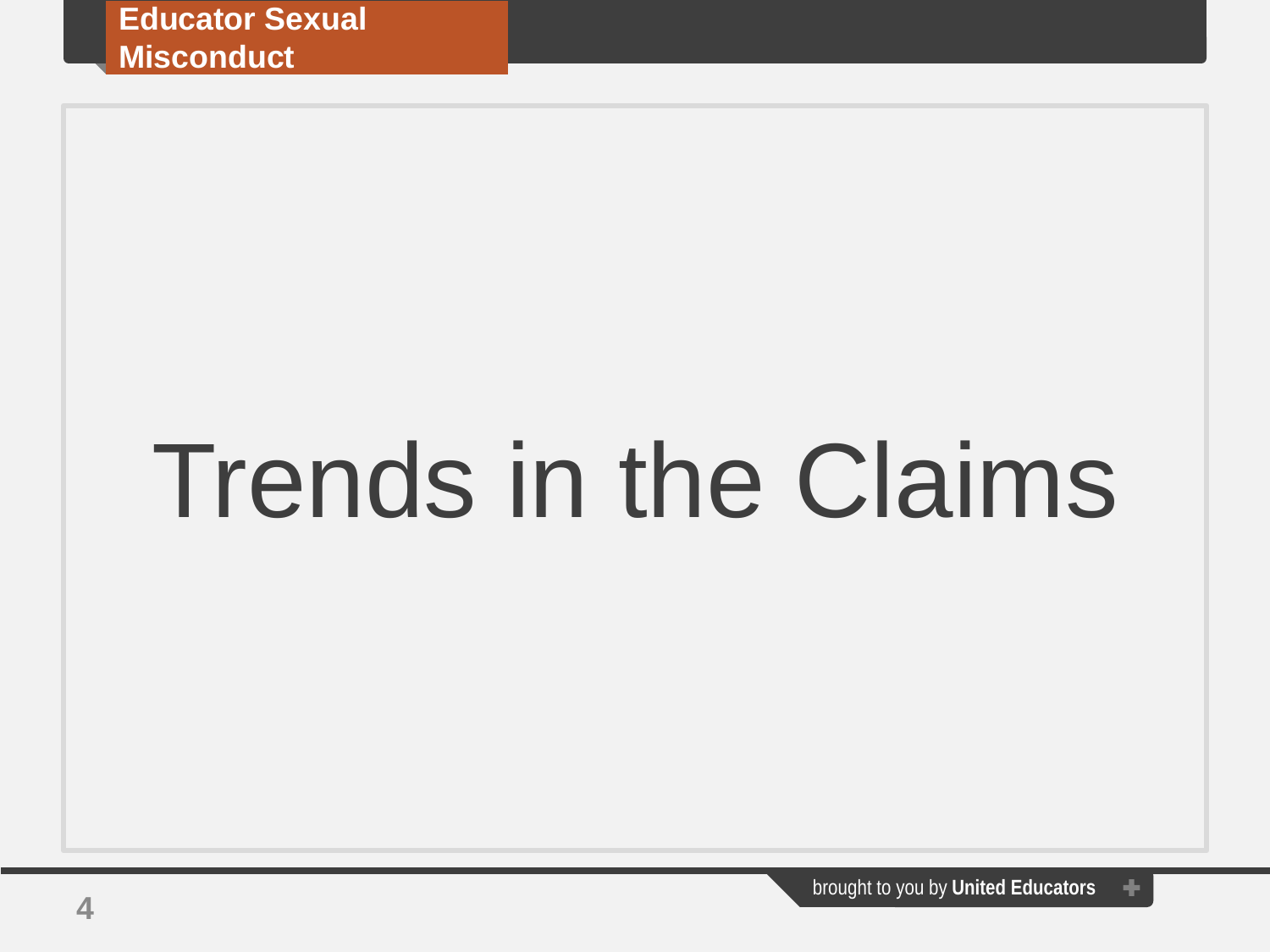# Trends in the Claims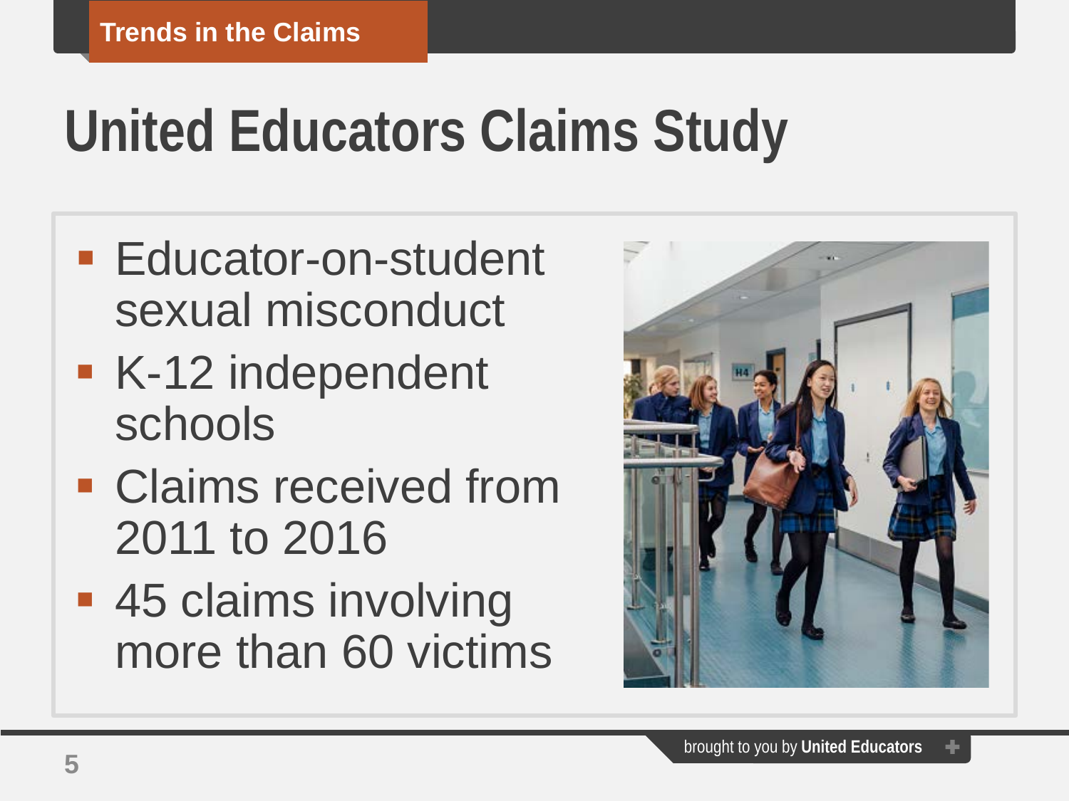Trends in the Claims

# United Educators Claims Study

- Educator-on-student sexual misconduct
- K-12 independent schools
- Claims received from 2011 to 2016
- 45 claims involving more than 60 victims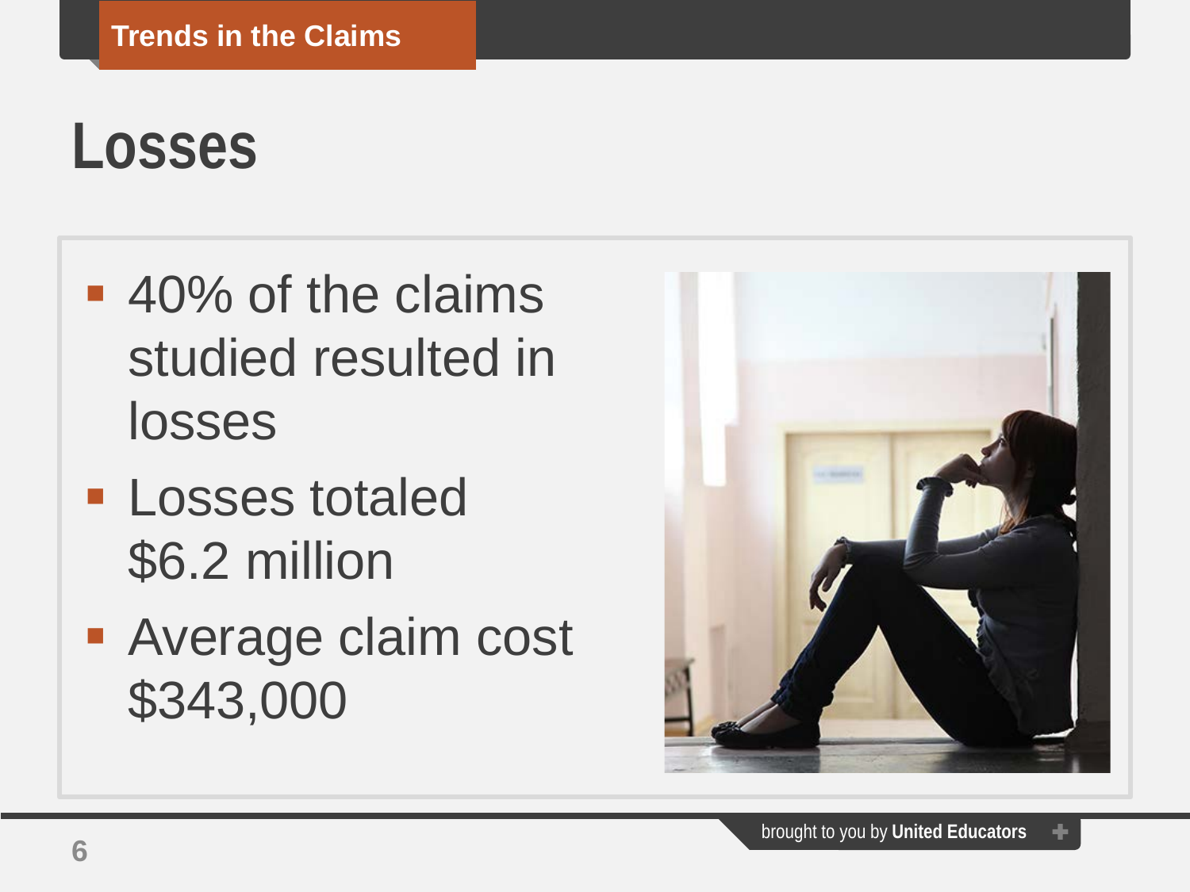Trends in the Claims

# Losses

- 40% of the claims studied resulted in losses
- Losses totaled $6.2 million
- Average claim cost $343,000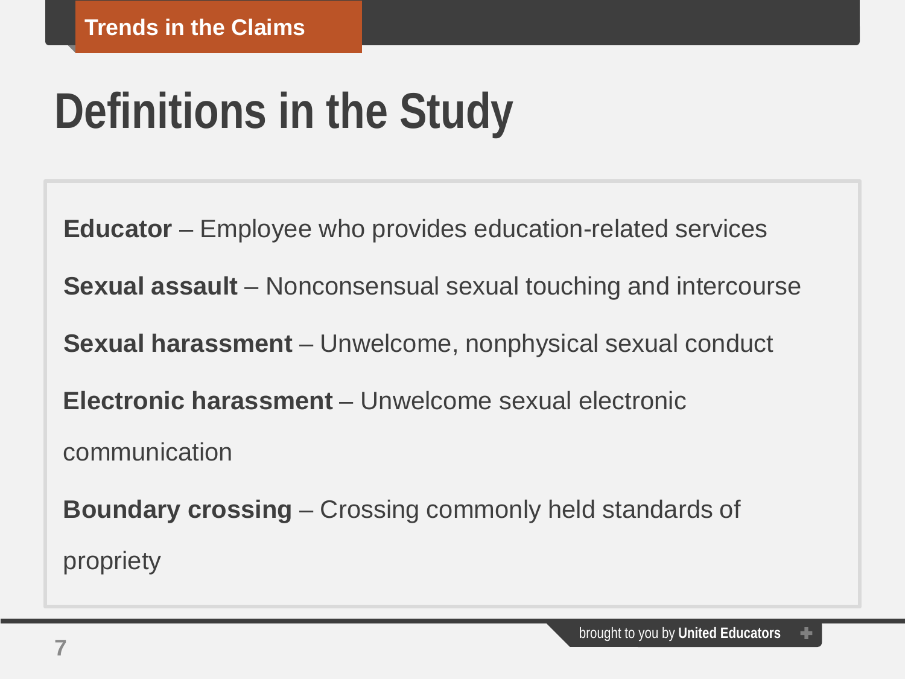Trends in the Claims

# Definitions in the Study

**Educator** – Employee who provides education-related services

**Sexual assault** – Nonconsensual sexual touching and intercourse

**Sexual harassment** – Unwelcome, nonphysical sexual conduct

**Electronic harassment** – Unwelcome sexual electronic communication

**Boundary crossing** – Crossing commonly held standards of propriety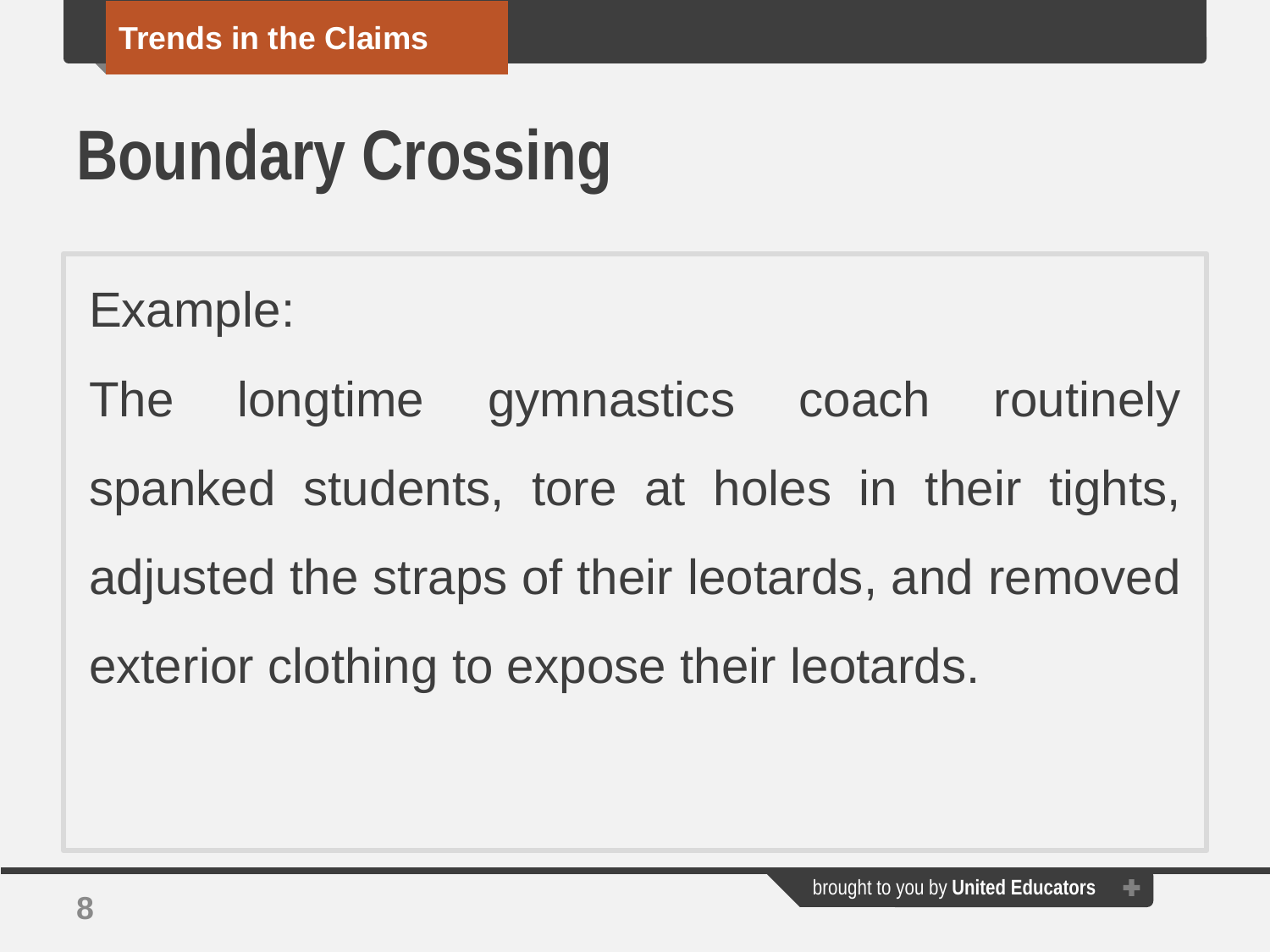Trends in the Claims

# Boundary Crossing

Example:

The longtime gymnastics coach routinely spanked students, tore at holes in their tights, adjusted the straps of their leotards, and removed exterior clothing to expose their leotards.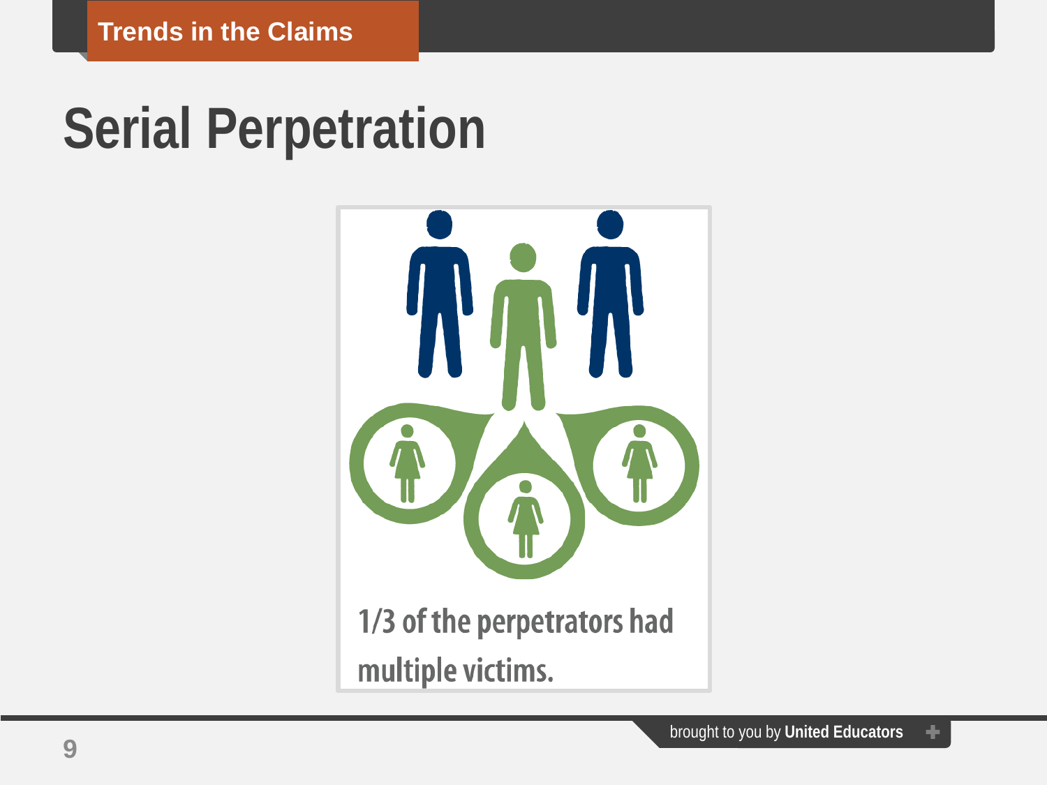Trends in the Claims

# Serial Perpetration

1/3 of the perpetrators had multiple victims.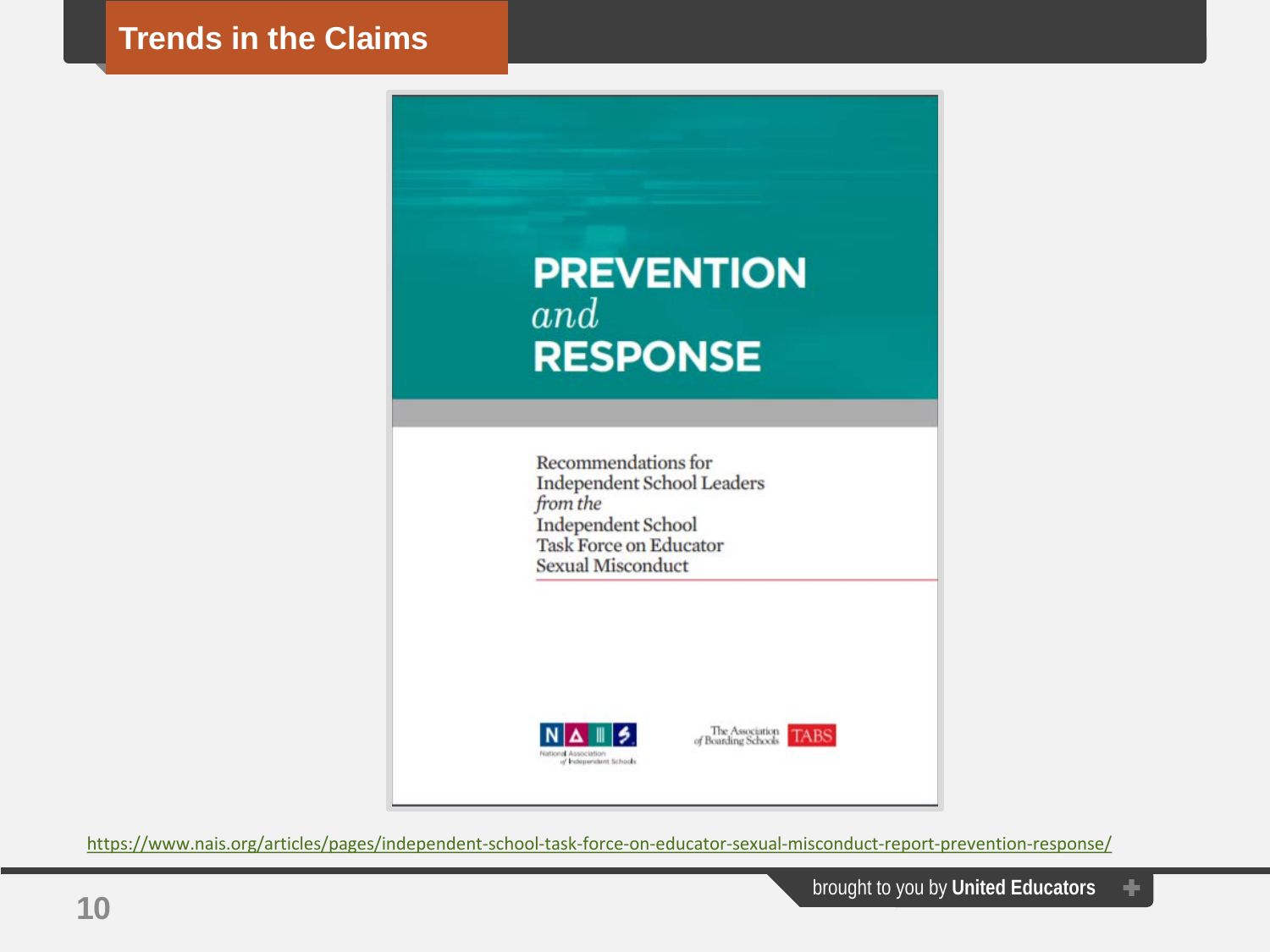# Trends in the Claims

**PREVENTION**
*and*
**RESPONSE**

Recommendations for Independent School Leaders *from the* Independent School Task Force on Educator Sexual Misconduct

NAIS — National Association of Independent Schools

The Association of Boarding Schools TABS

https://www.nais.org/articles/pages/independent-school-task-force-on-educator-sexual-misconduct-report-prevention-response/

brought to you by **United Educators**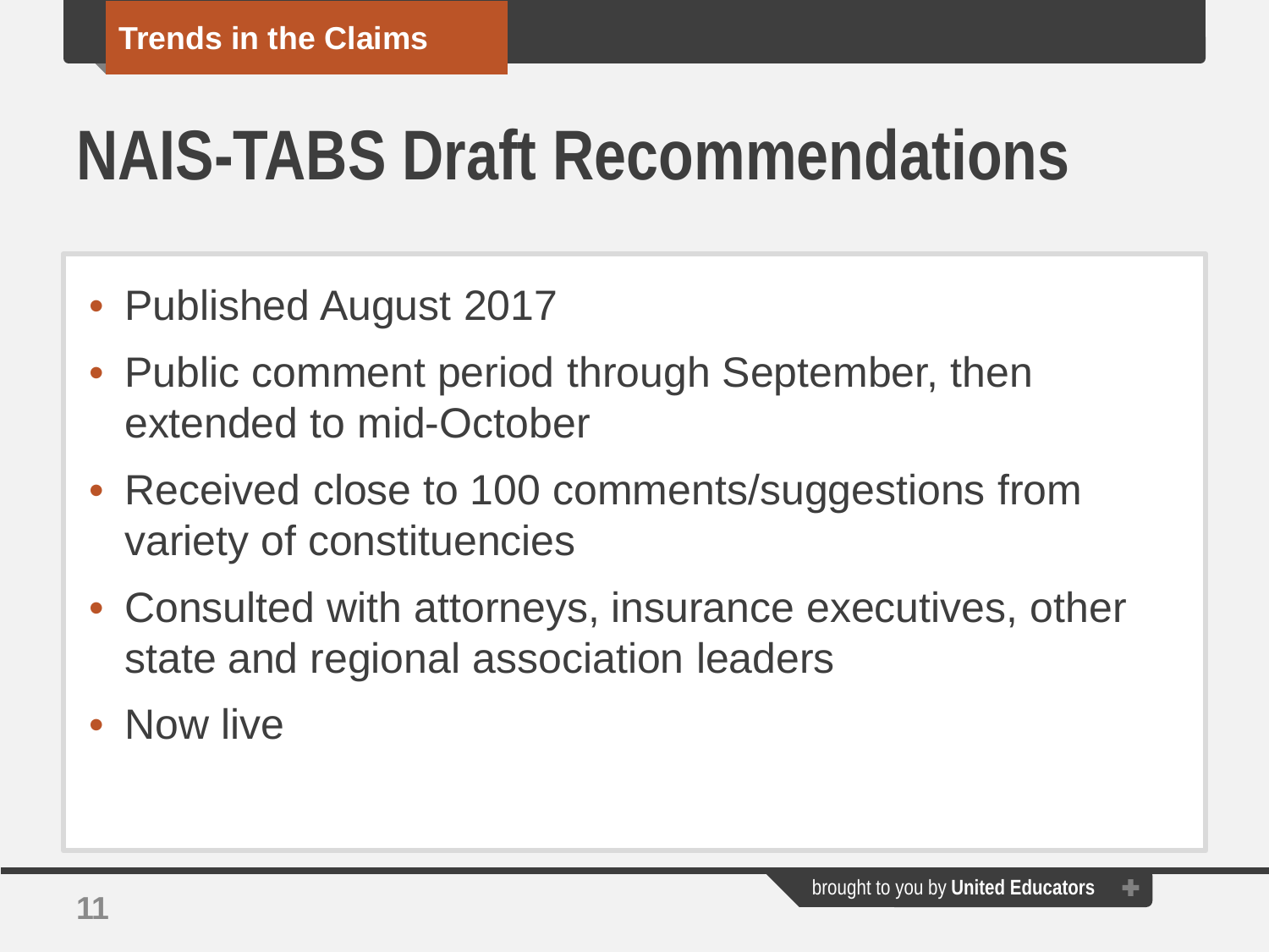Trends in the Claims

# NAIS-TABS Draft Recommendations

- Published August 2017
- Public comment period through September, then extended to mid-October
- Received close to 100 comments/suggestions from variety of constituencies
- Consulted with attorneys, insurance executives, other state and regional association leaders
- Now live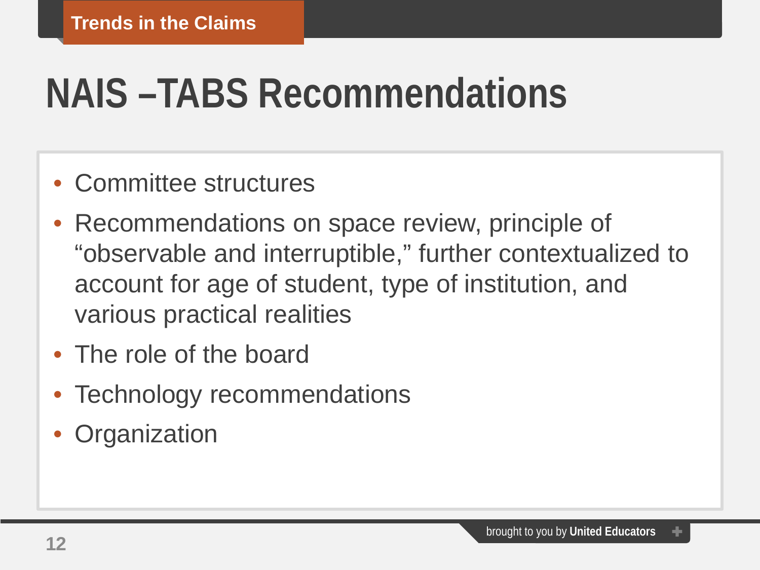Trends in the Claims

# NAIS –TABS Recommendations

- Committee structures
- Recommendations on space review, principle of "observable and interruptible," further contextualized to account for age of student, type of institution, and various practical realities
- The role of the board
- Technology recommendations
- Organization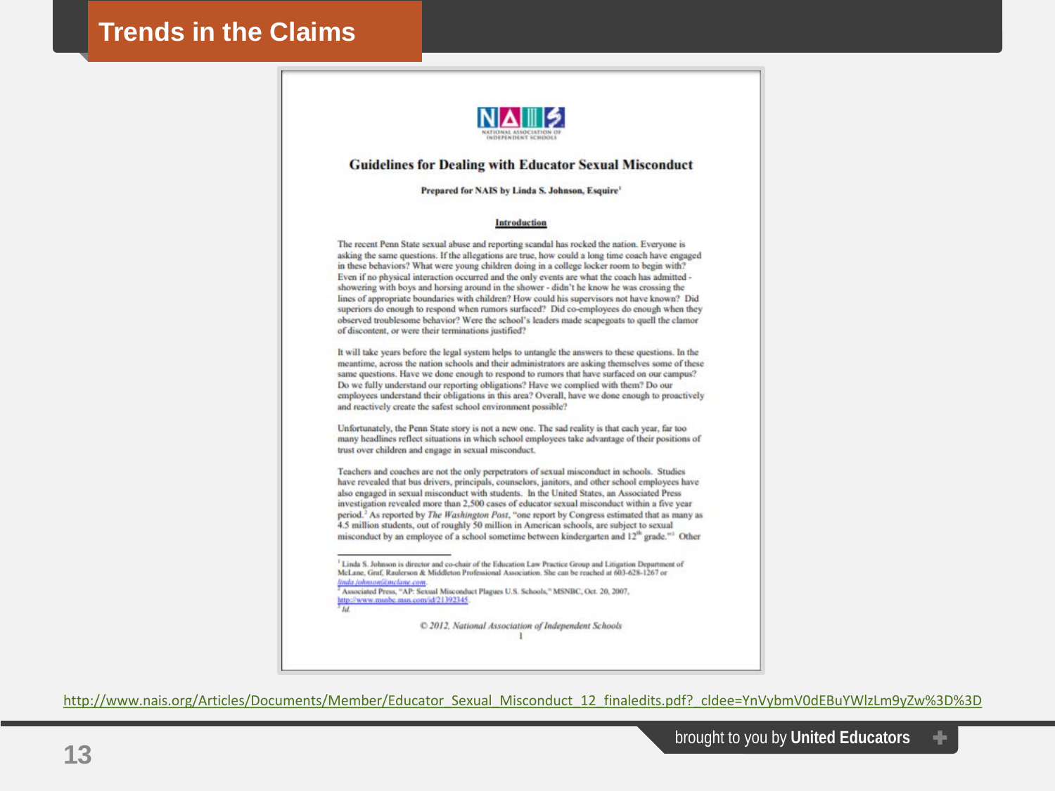# Trends in the Claims

**Guidelines for Dealing with Educator Sexual Misconduct**

**Prepared for NAIS by Linda S. Johnson, Esquire**[1]

**Introduction**

The recent Penn State sexual abuse and reporting scandal has rocked the nation. Everyone is asking the same questions. If the allegations are true, how could a long time coach have engaged in these behaviors? What were young children doing in a college locker room to begin with? Even if no physical interaction occurred and the only events are what the coach has admitted - showering with boys and horsing around in the shower - didn't he know he was crossing the lines of appropriate boundaries with children? How could his supervisors not have known? Did superiors do enough to respond when rumors surfaced? Did co-employees do enough when they observed troublesome behavior? Were the school's leaders made scapegoats to quell the clamor of discontent, or were their terminations justified?

It will take years before the legal system helps to untangle the answers to these questions. In the meantime, across the nation schools and their administrators are asking themselves some of these same questions. Have we done enough to respond to rumors that have surfaced on our campus? Do we fully understand our reporting obligations? Have we complied with them? Do our employees understand their obligations in this area? Overall, have we done enough to proactively and reactively create the safest school environment possible?

Unfortunately, the Penn State story is not a new one. The sad reality is that each year, far too many headlines reflect situations in which school employees take advantage of their positions of trust over children and engage in sexual misconduct.

Teachers and coaches are not the only perpetrators of sexual misconduct in schools. Studies have revealed that bus drivers, principals, counselors, janitors, and other school employees have also engaged in sexual misconduct with students. In the United States, an Associated Press investigation revealed more than 2,500 cases of educator sexual misconduct within a five year period.[2] As reported by *The Washington Post*, "one report by Congress estimated that as many as 4.5 million students, out of roughly 50 million in American schools, are subject to sexual misconduct by an employee of a school sometime between kindergarten and 12th grade."[3] Other

[1] Linda S. Johnson is director and co-chair of the Education Law Practice Group and Litigation Department of McLane, Graf, Raulerson & Middleton Professional Association. She can be reached at 603-628-1267 or linda.johnson@mclane.com.
[2] Associated Press, "AP: Sexual Misconduct Plagues U.S. Schools," MSNBC, Oct. 20, 2007, http://www.msnbc.msn.com/id/21392345.
[3] *Id.*

*© 2012, National Association of Independent Schools*

http://www.nais.org/Articles/Documents/Member/Educator_Sexual_Misconduct_12_finaledits.pdf?__cldee=YnVybmV0dEBuYWlzLm9yZw%3D%3D

brought to you by **United Educators**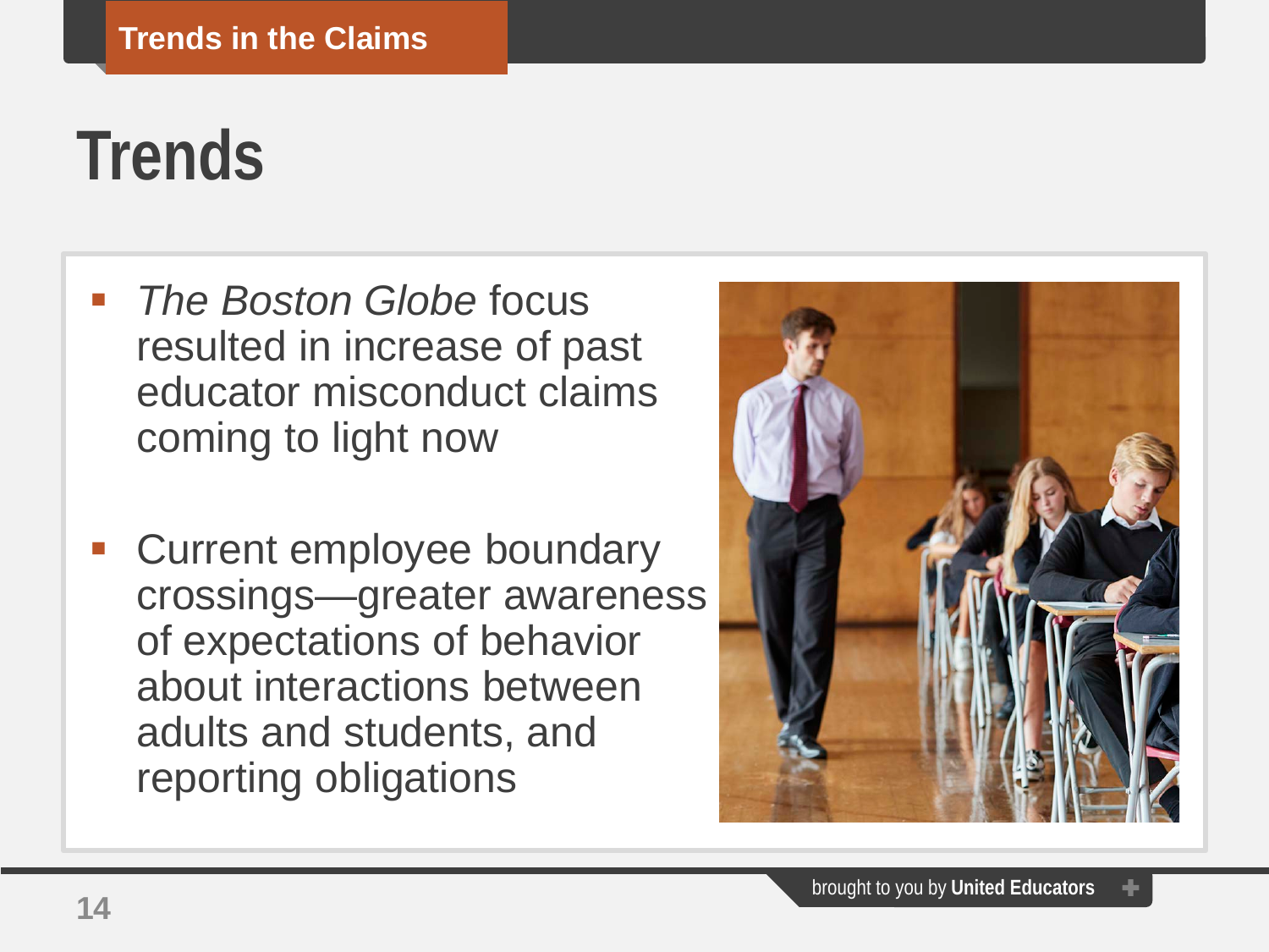Trends in the Claims

# Trends

- *The Boston Globe* focus resulted in increase of past educator misconduct claims coming to light now
- Current employee boundary crossings—greater awareness of expectations of behavior about interactions between adults and students, and reporting obligations

brought to you by **United Educators**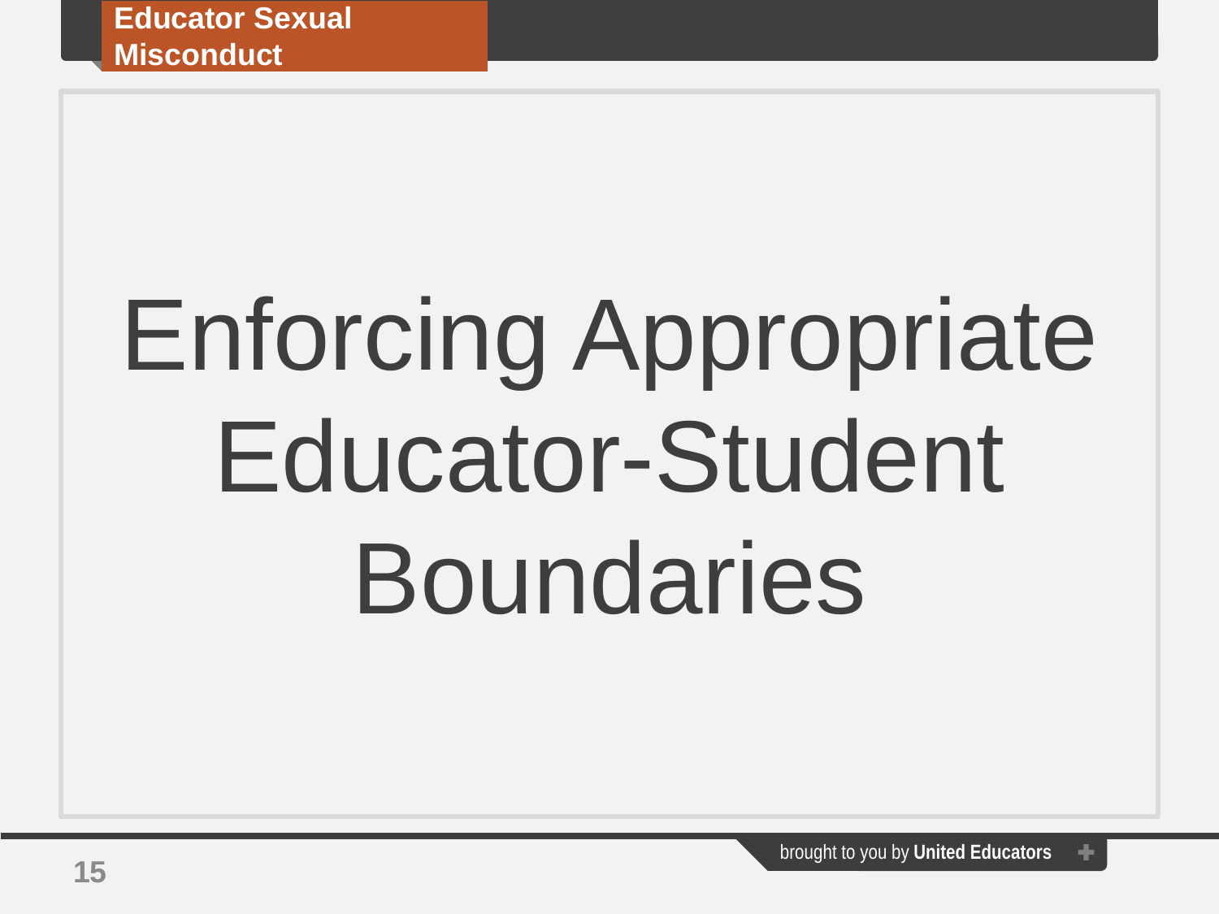# Enforcing Appropriate Educator-Student Boundaries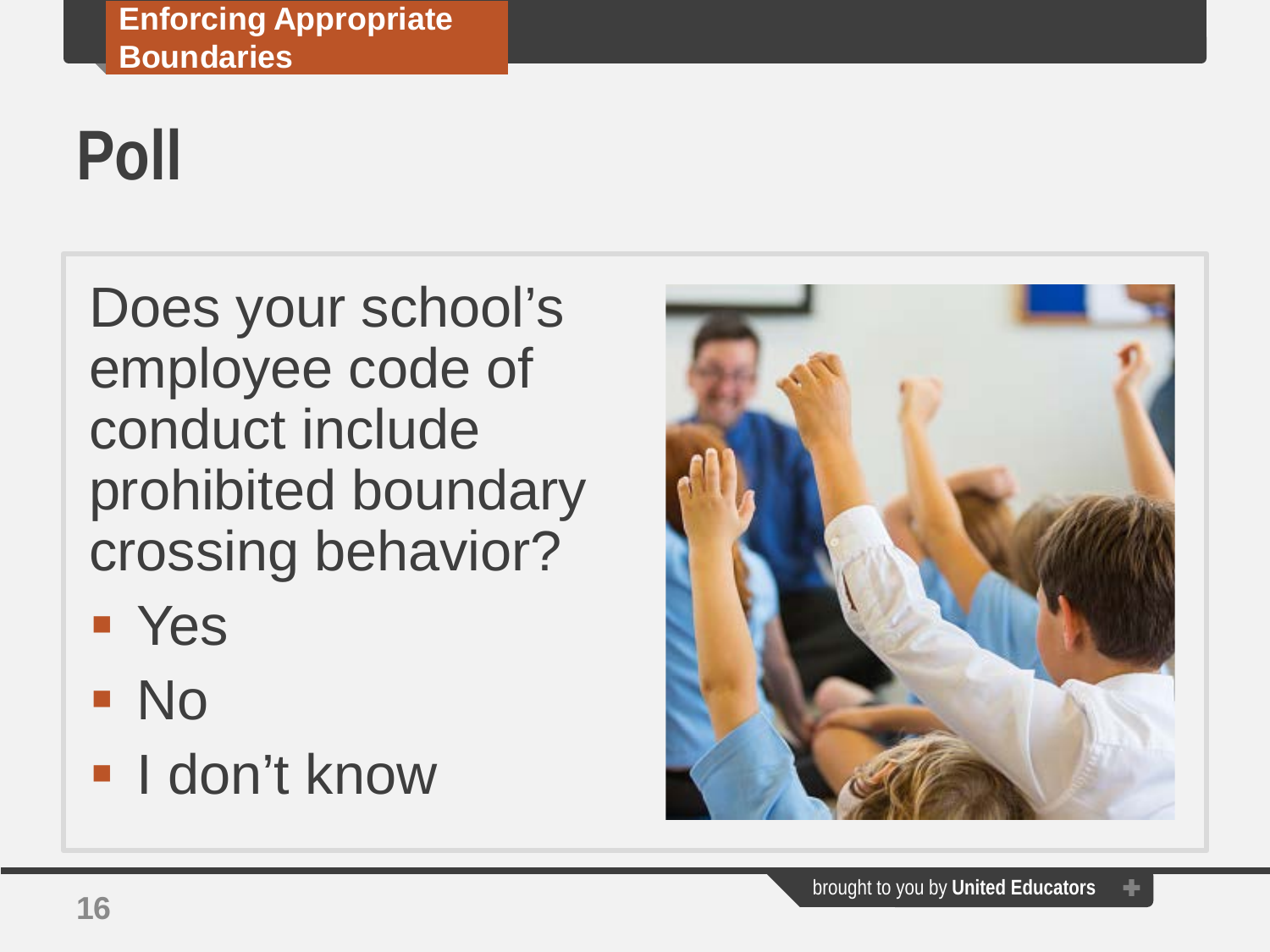# Poll

Does your school's employee code of conduct include prohibited boundary crossing behavior?

- Yes
- No
- I don't know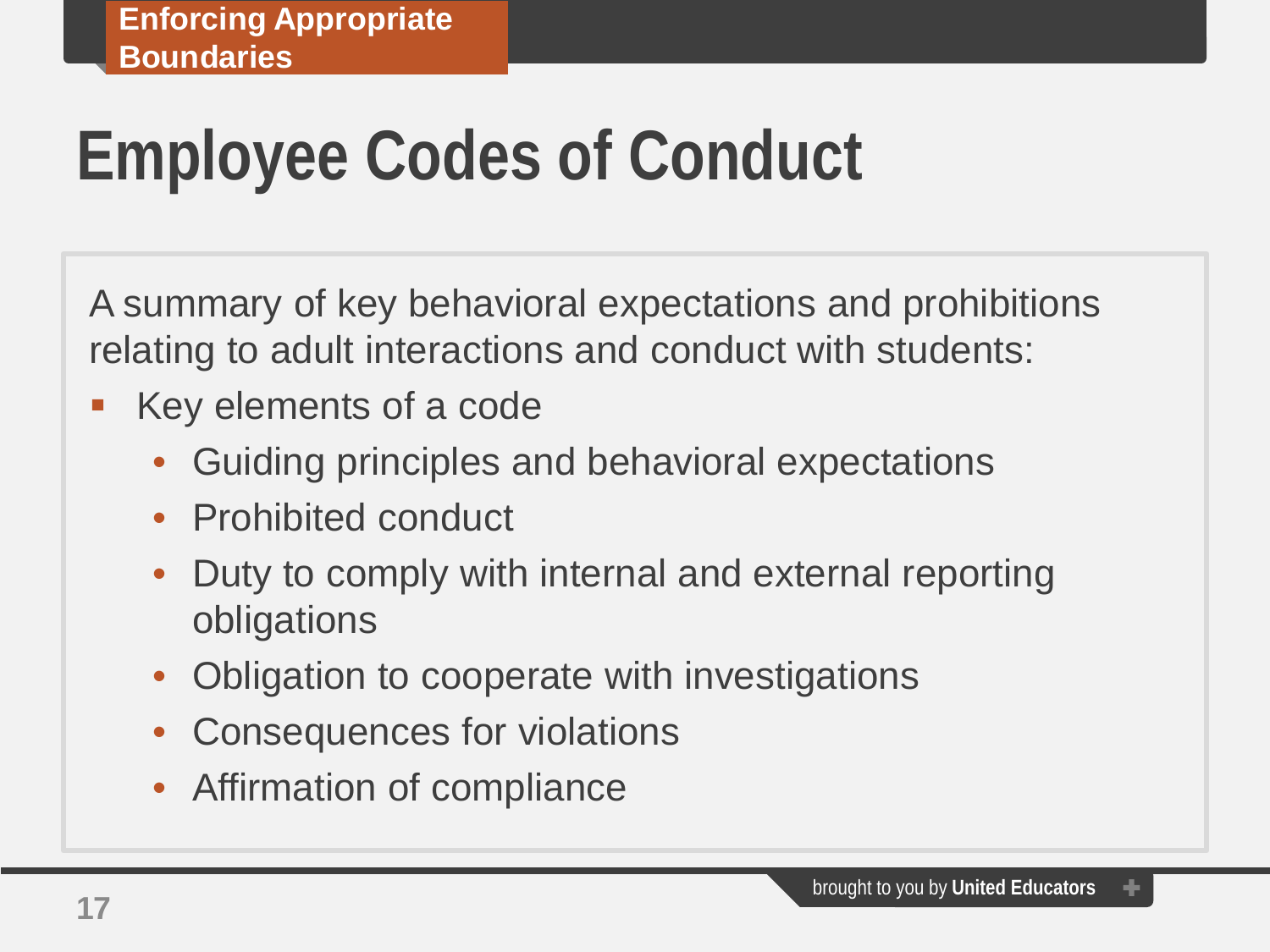Enforcing Appropriate Boundaries

# Employee Codes of Conduct

A summary of key behavioral expectations and prohibitions relating to adult interactions and conduct with students:

- Key elements of a code
  - Guiding principles and behavioral expectations
  - Prohibited conduct
  - Duty to comply with internal and external reporting obligations
  - Obligation to cooperate with investigations
  - Consequences for violations
  - Affirmation of compliance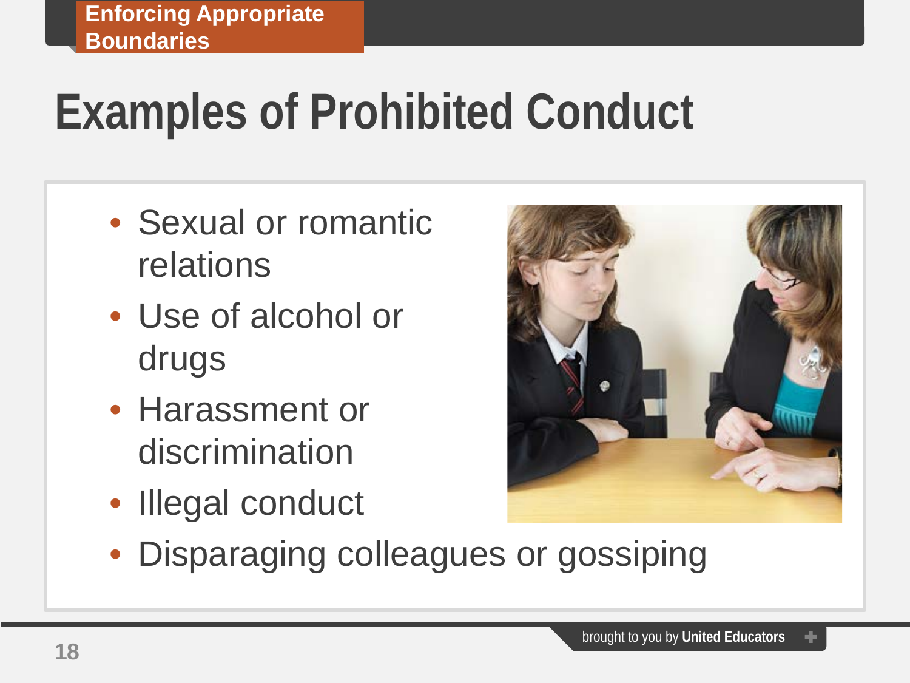Enforcing Appropriate Boundaries

# Examples of Prohibited Conduct

- Sexual or romantic relations
- Use of alcohol or drugs
- Harassment or discrimination
- Illegal conduct
- Disparaging colleagues or gossiping

brought to you by **United Educators**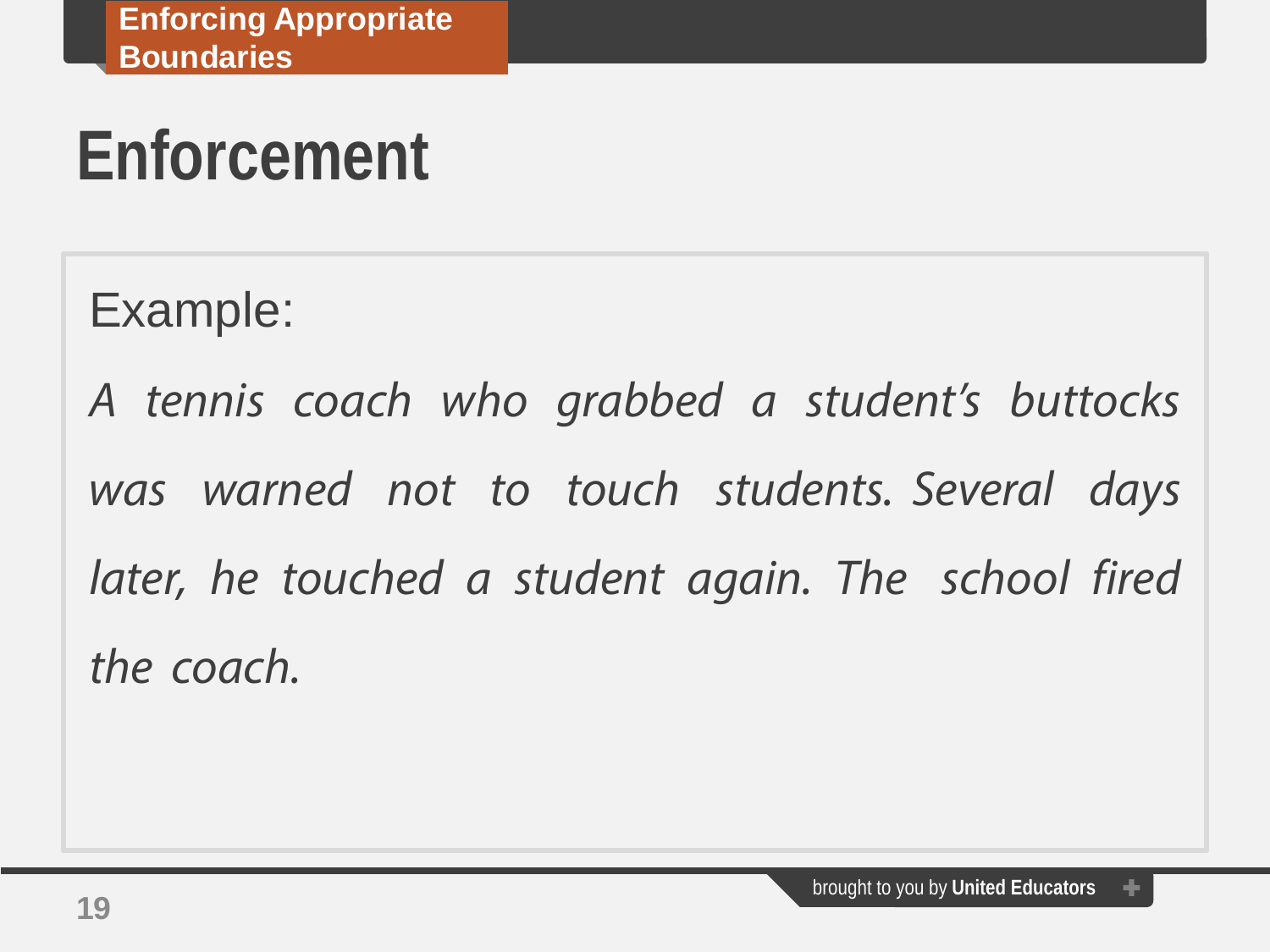# Enforcement

Example:

*A tennis coach who grabbed a student's buttocks was warned not to touch students. Several days later, he touched a student again. The school fired the coach.*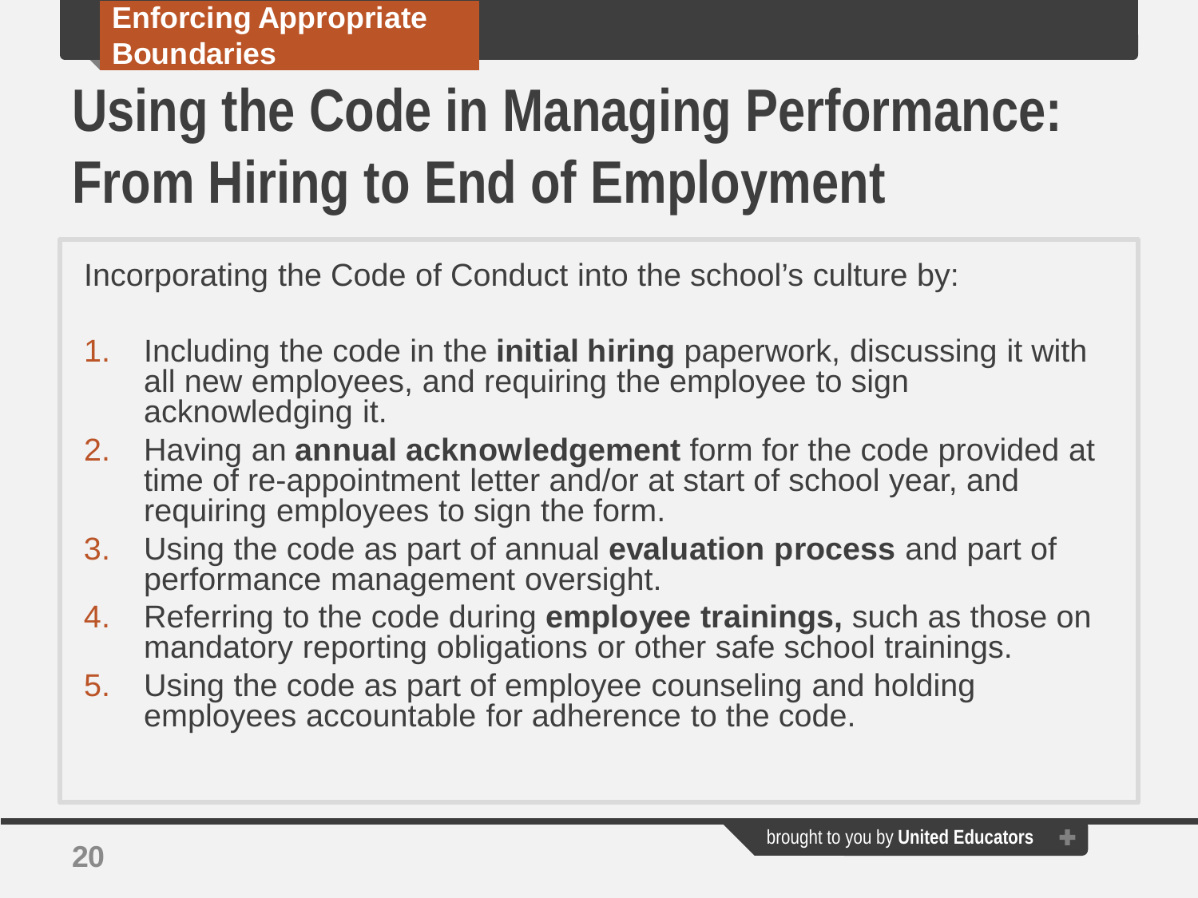Enforcing Appropriate Boundaries

# Using the Code in Managing Performance: From Hiring to End of Employment

Incorporating the Code of Conduct into the school's culture by:

1. Including the code in the **initial hiring** paperwork, discussing it with all new employees, and requiring the employee to sign acknowledging it.
2. Having an **annual acknowledgement** form for the code provided at time of re-appointment letter and/or at start of school year, and requiring employees to sign the form.
3. Using the code as part of annual **evaluation process** and part of performance management oversight.
4. Referring to the code during **employee trainings,** such as those on mandatory reporting obligations or other safe school trainings.
5. Using the code as part of employee counseling and holding employees accountable for adherence to the code.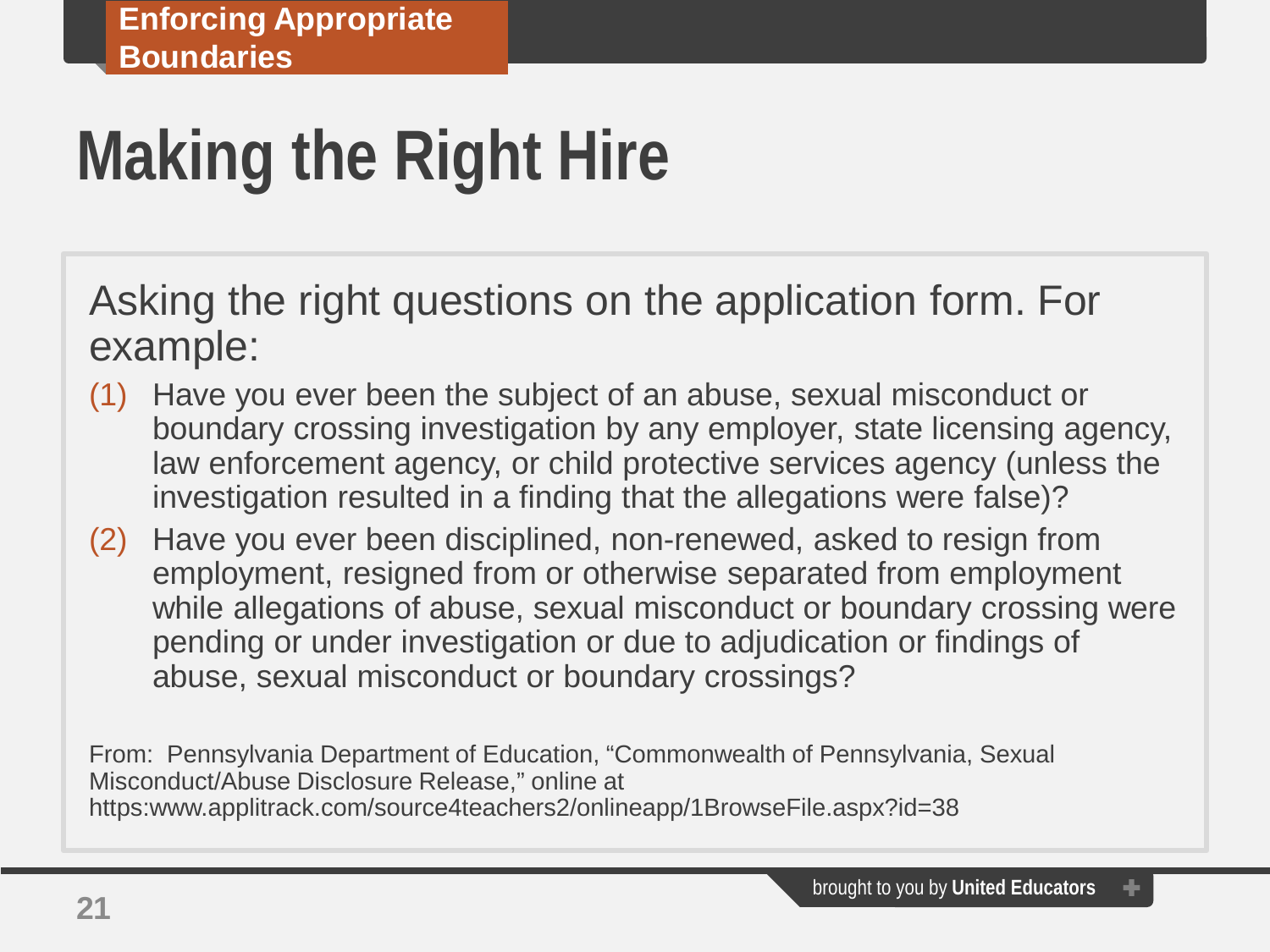Enforcing Appropriate Boundaries

# Making the Right Hire

Asking the right questions on the application form. For example:

(1) Have you ever been the subject of an abuse, sexual misconduct or boundary crossing investigation by any employer, state licensing agency, law enforcement agency, or child protective services agency (unless the investigation resulted in a finding that the allegations were false)?

(2) Have you ever been disciplined, non-renewed, asked to resign from employment, resigned from or otherwise separated from employment while allegations of abuse, sexual misconduct or boundary crossing were pending or under investigation or due to adjudication or findings of abuse, sexual misconduct or boundary crossings?

From: Pennsylvania Department of Education, "Commonwealth of Pennsylvania, Sexual Misconduct/Abuse Disclosure Release," online at https:www.applitrack.com/source4teachers2/onlineapp/1BrowseFile.aspx?id=38

brought to you by **United Educators**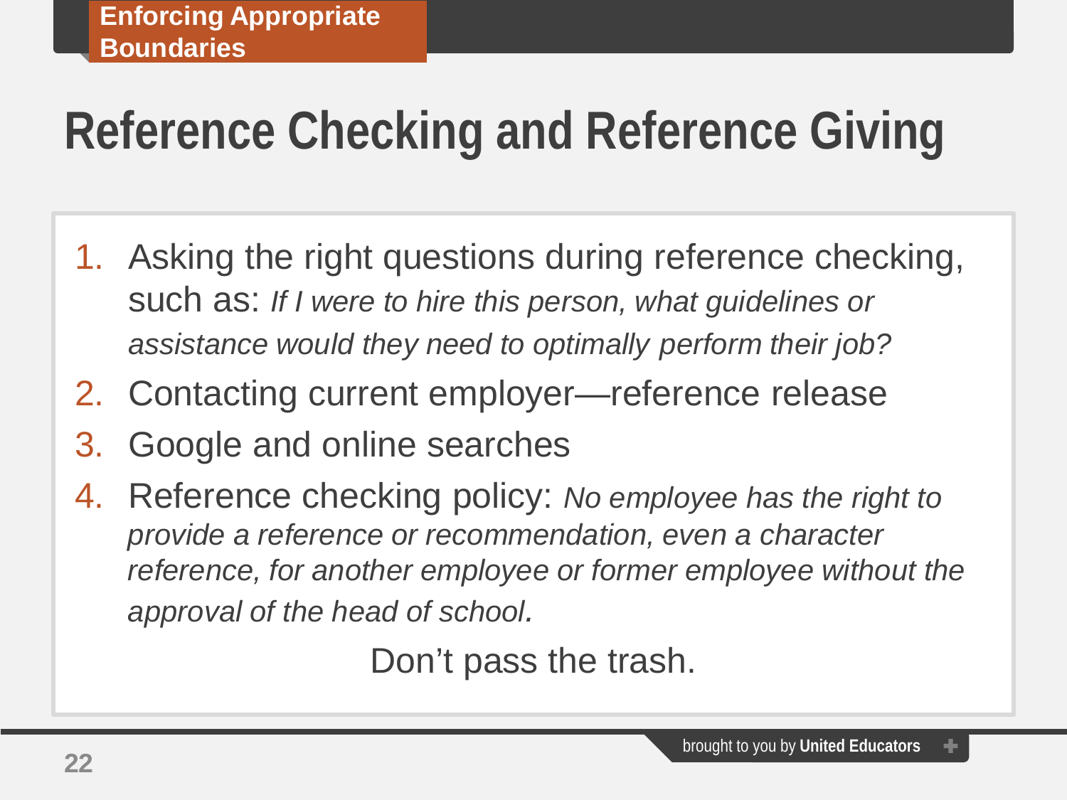Enforcing Appropriate Boundaries

# Reference Checking and Reference Giving

1. Asking the right questions during reference checking, such as: *If I were to hire this person, what guidelines or assistance would they need to optimally perform their job?*
2. Contacting current employer—reference release
3. Google and online searches
4. Reference checking policy: *No employee has the right to provide a reference or recommendation, even a character reference, for another employee or former employee without the approval of the head of school.*

Don't pass the trash.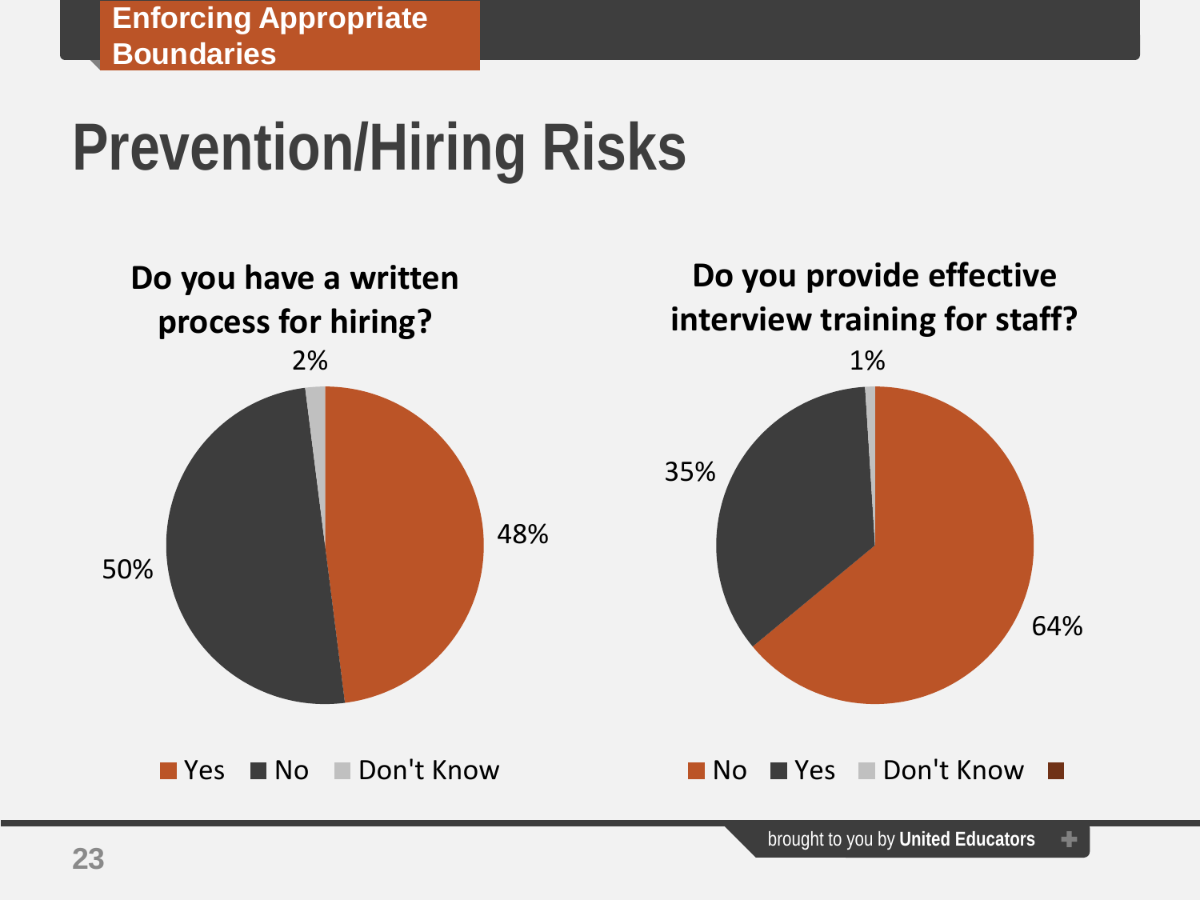Enforcing Appropriate Boundaries

# Prevention/Hiring Risks

**Do you have a written process for hiring?**

| Response | Percentage |
|---|---|
| Yes | 48% |
| No | 50% |
| Don't Know | 2% |

**Do you provide effective interview training for staff?**

| Response | Percentage |
|---|---|
| No | 64% |
| Yes | 35% |
| Don't Know | 1% |

brought to you by **United Educators**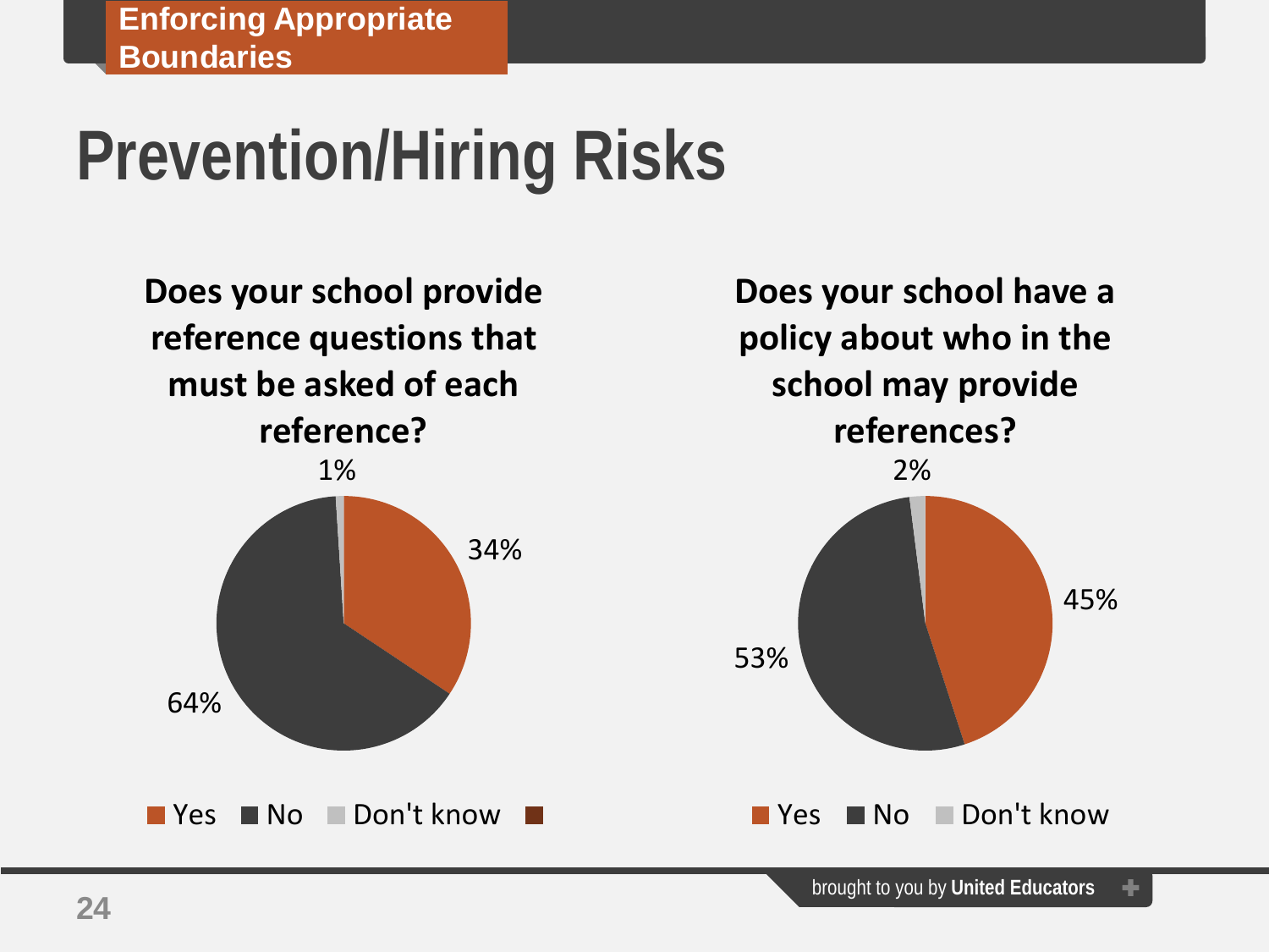Enforcing Appropriate Boundaries

# Prevention/Hiring Risks

**Does your school provide reference questions that must be asked of each reference?**

| Response | Percentage |
| --- | --- |
| Yes | 34% |
| No | 64% |
| Don't know | 1% |

**Does your school have a policy about who in the school may provide references?**

| Response | Percentage |
| --- | --- |
| Yes | 45% |
| No | 53% |
| Don't know | 2% |

brought to you by **United Educators**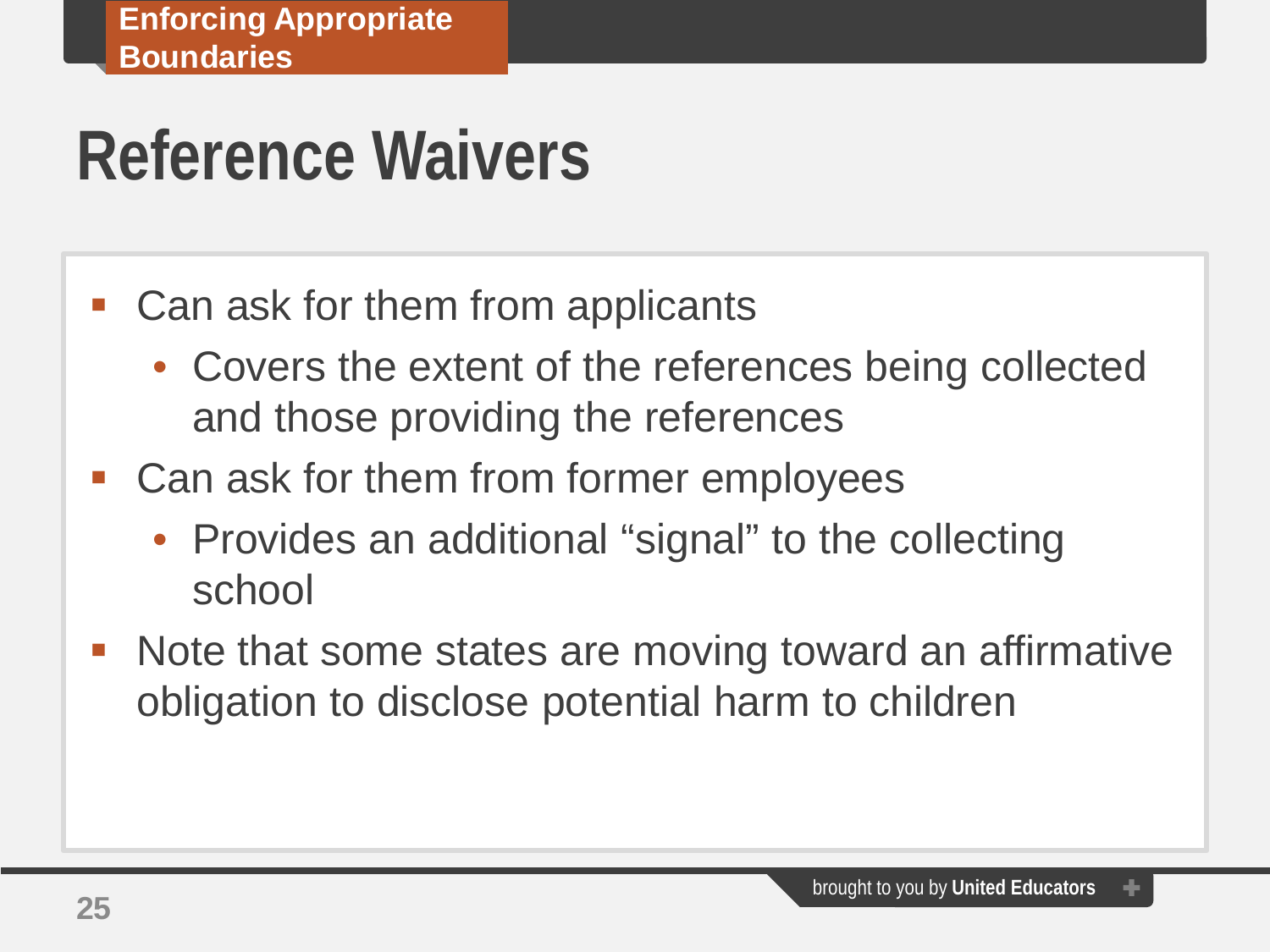# Reference Waivers

- Can ask for them from applicants
  - Covers the extent of the references being collected and those providing the references
- Can ask for them from former employees
  - Provides an additional "signal" to the collecting school
- Note that some states are moving toward an affirmative obligation to disclose potential harm to children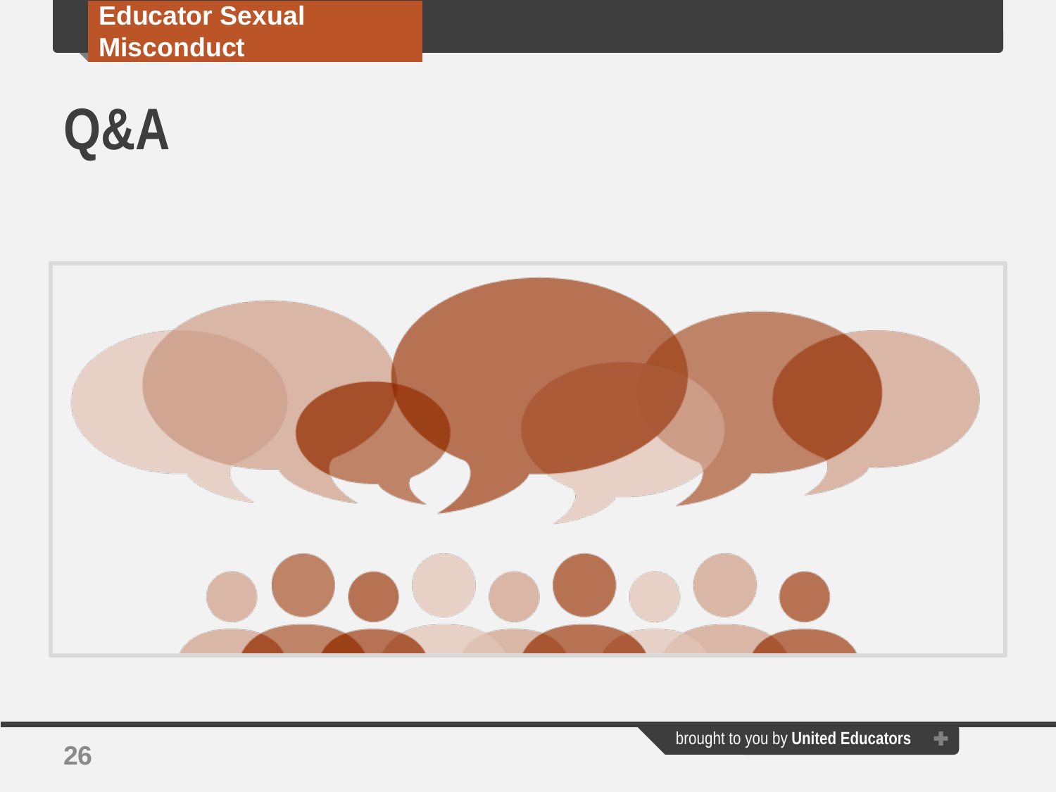# Q&A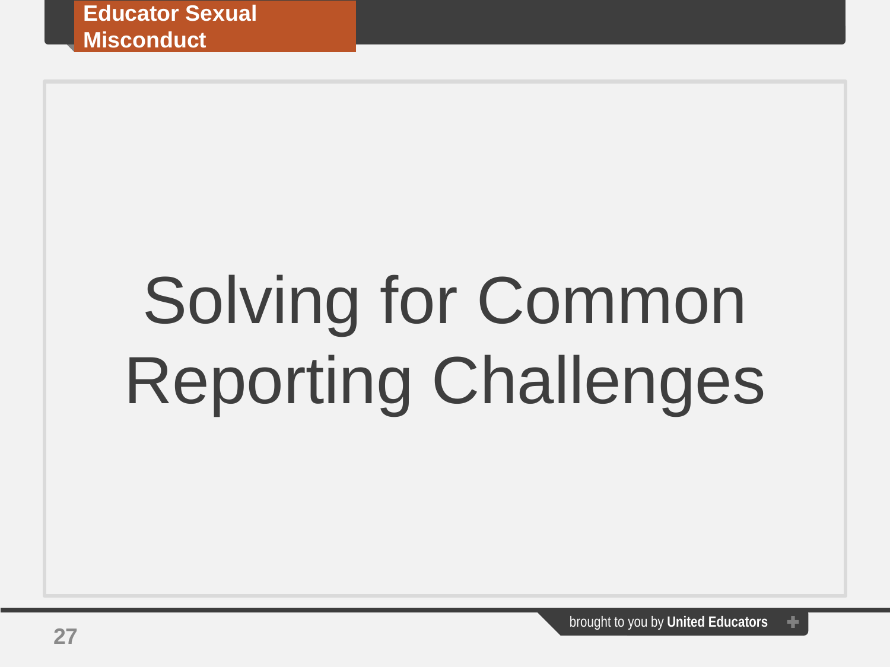# Solving for Common Reporting Challenges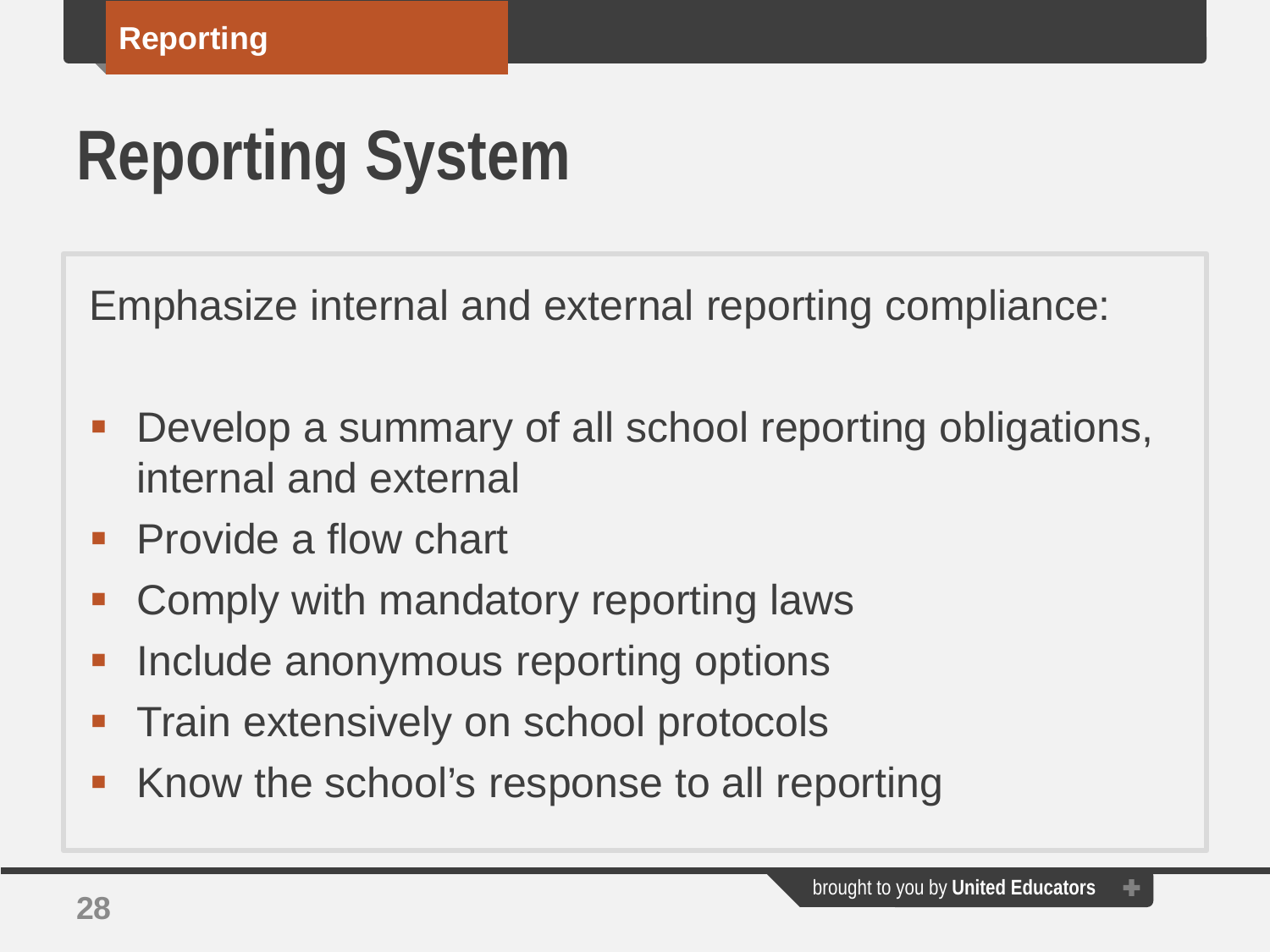Reporting

# Reporting System

Emphasize internal and external reporting compliance:

- Develop a summary of all school reporting obligations, internal and external
- Provide a flow chart
- Comply with mandatory reporting laws
- Include anonymous reporting options
- Train extensively on school protocols
- Know the school's response to all reporting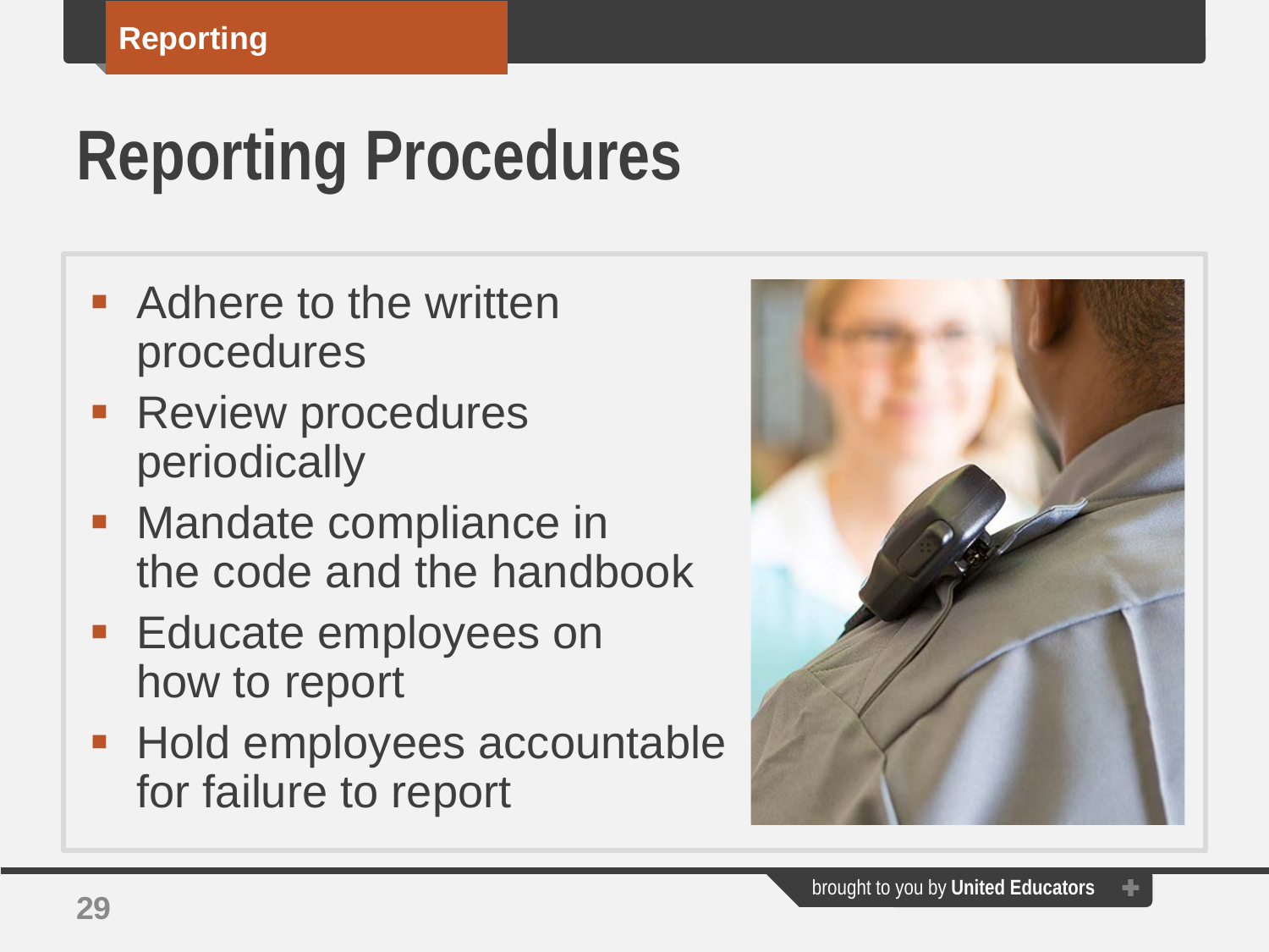# Reporting Procedures

- Adhere to the written procedures
- Review procedures periodically
- Mandate compliance in the code and the handbook
- Educate employees on how to report
- Hold employees accountable for failure to report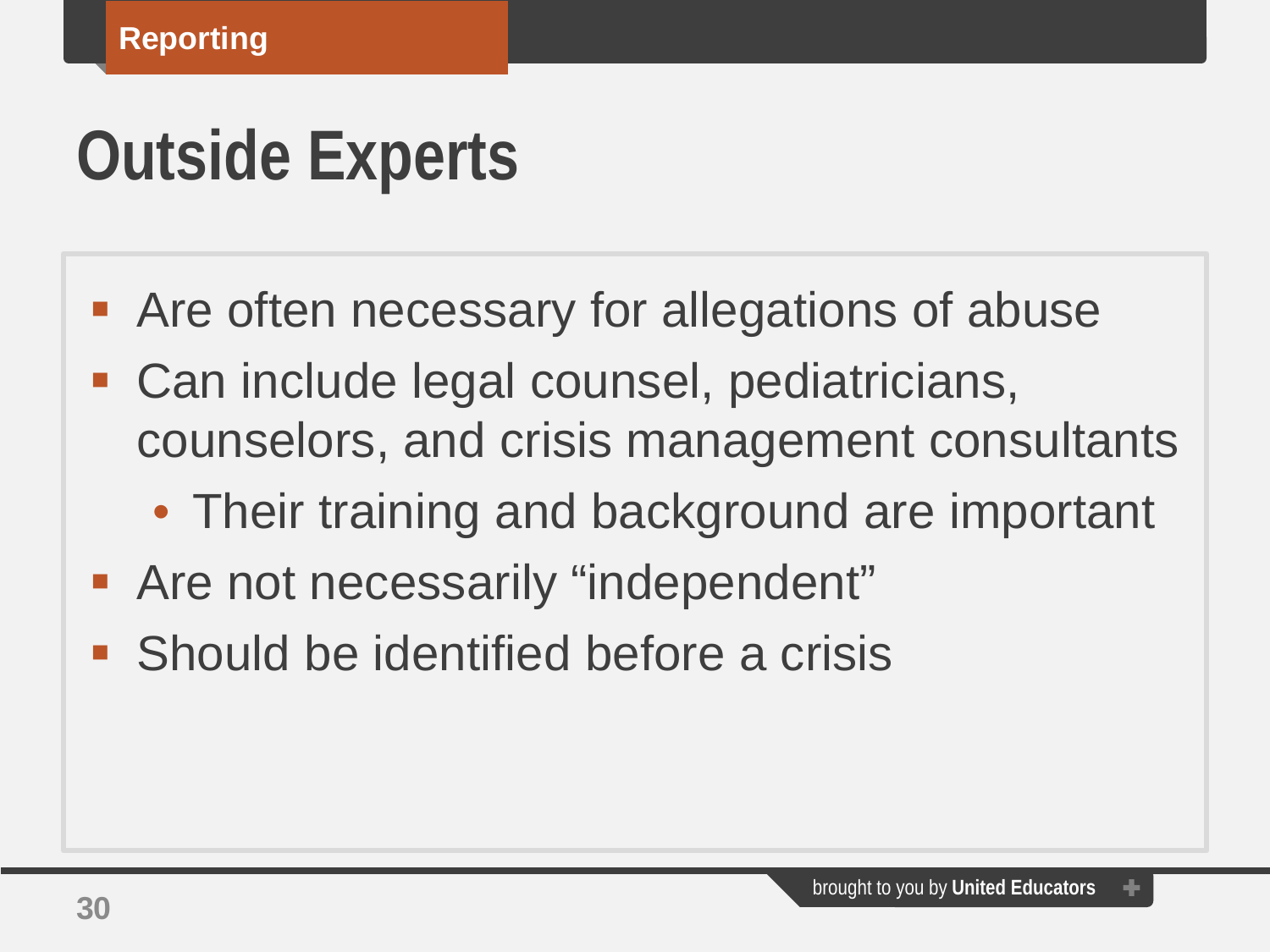Reporting

# Outside Experts

- Are often necessary for allegations of abuse
- Can include legal counsel, pediatricians, counselors, and crisis management consultants
  - Their training and background are important
- Are not necessarily “independent”
- Should be identified before a crisis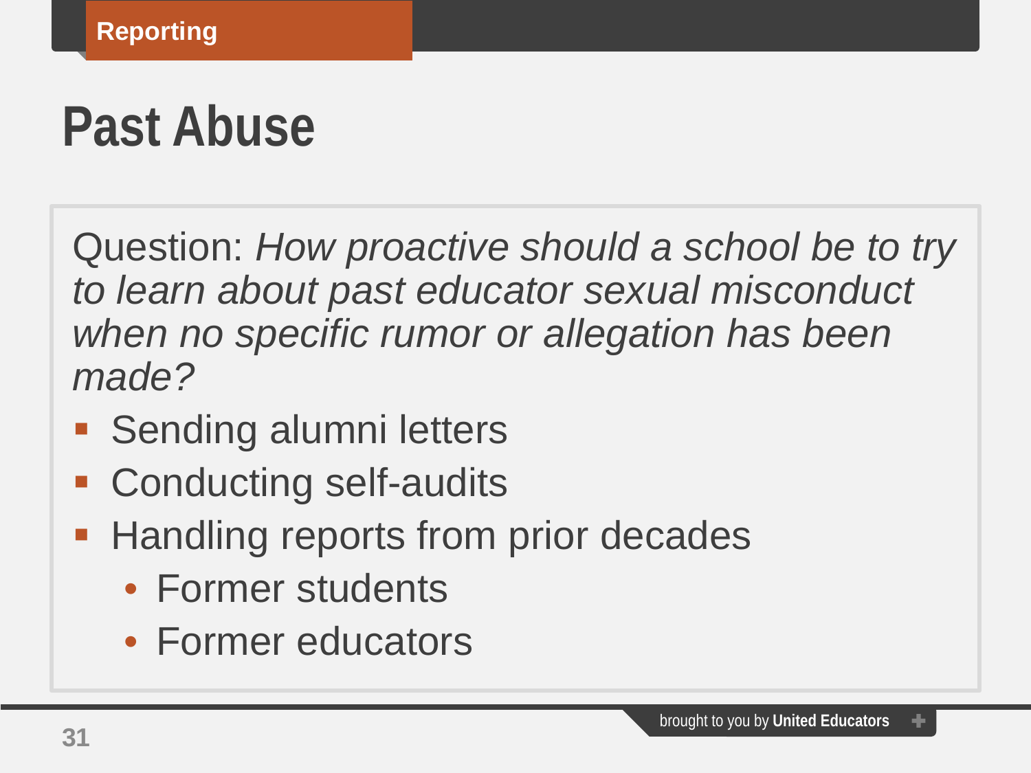Reporting

# Past Abuse

Question: *How proactive should a school be to try to learn about past educator sexual misconduct when no specific rumor or allegation has been made?*

- Sending alumni letters
- Conducting self-audits
- Handling reports from prior decades
  - Former students
  - Former educators

brought to you by **United Educators**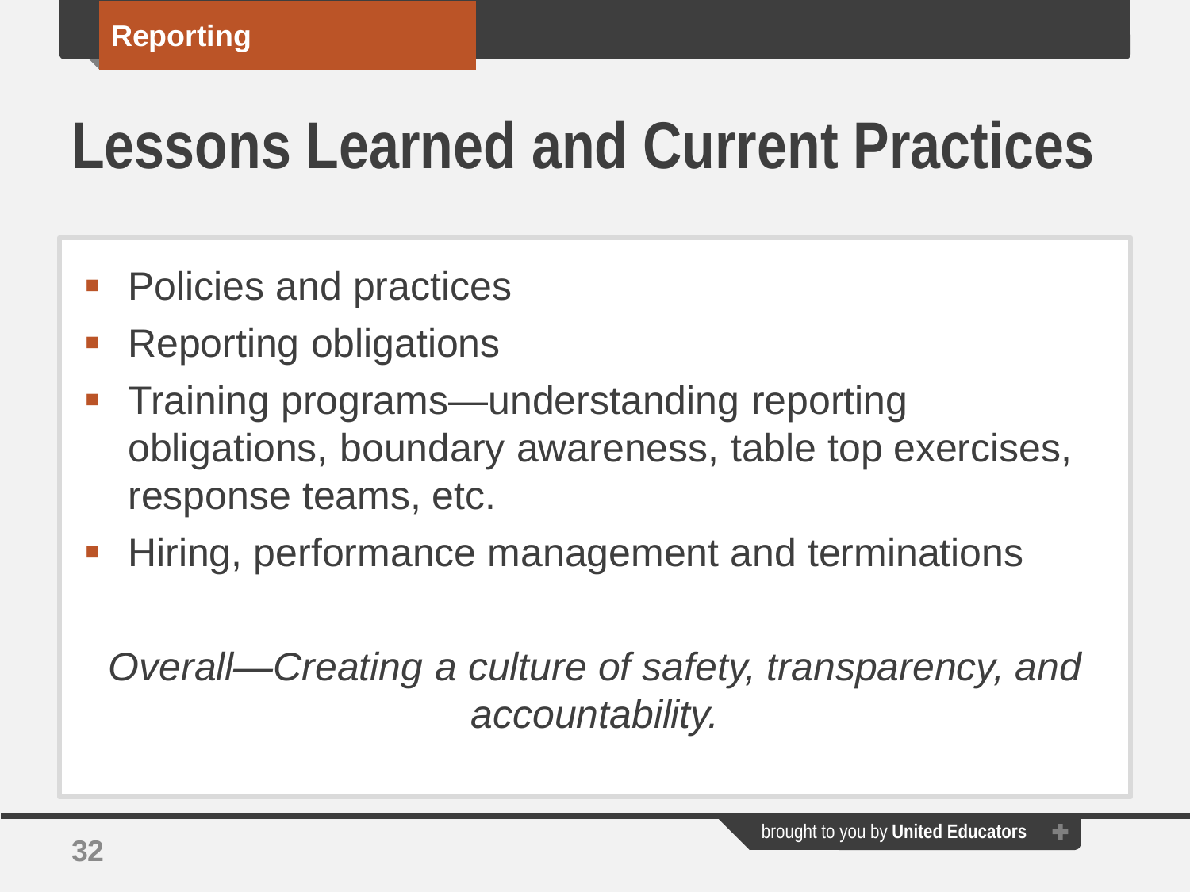Reporting

# Lessons Learned and Current Practices

- Policies and practices
- Reporting obligations
- Training programs—understanding reporting obligations, boundary awareness, table top exercises, response teams, etc.
- Hiring, performance management and terminations

*Overall—Creating a culture of safety, transparency, and accountability.*

brought to you by **United Educators**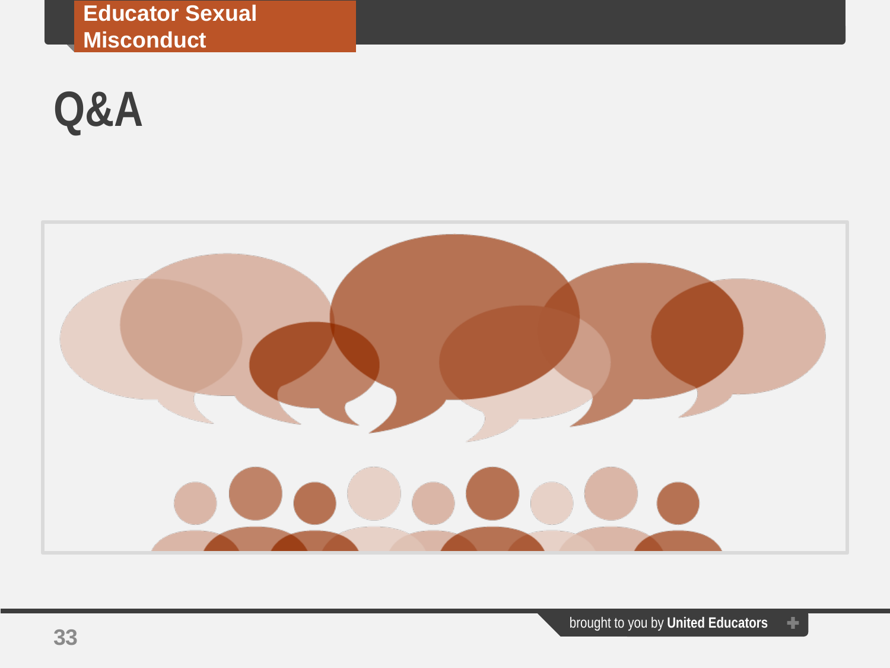# Q&A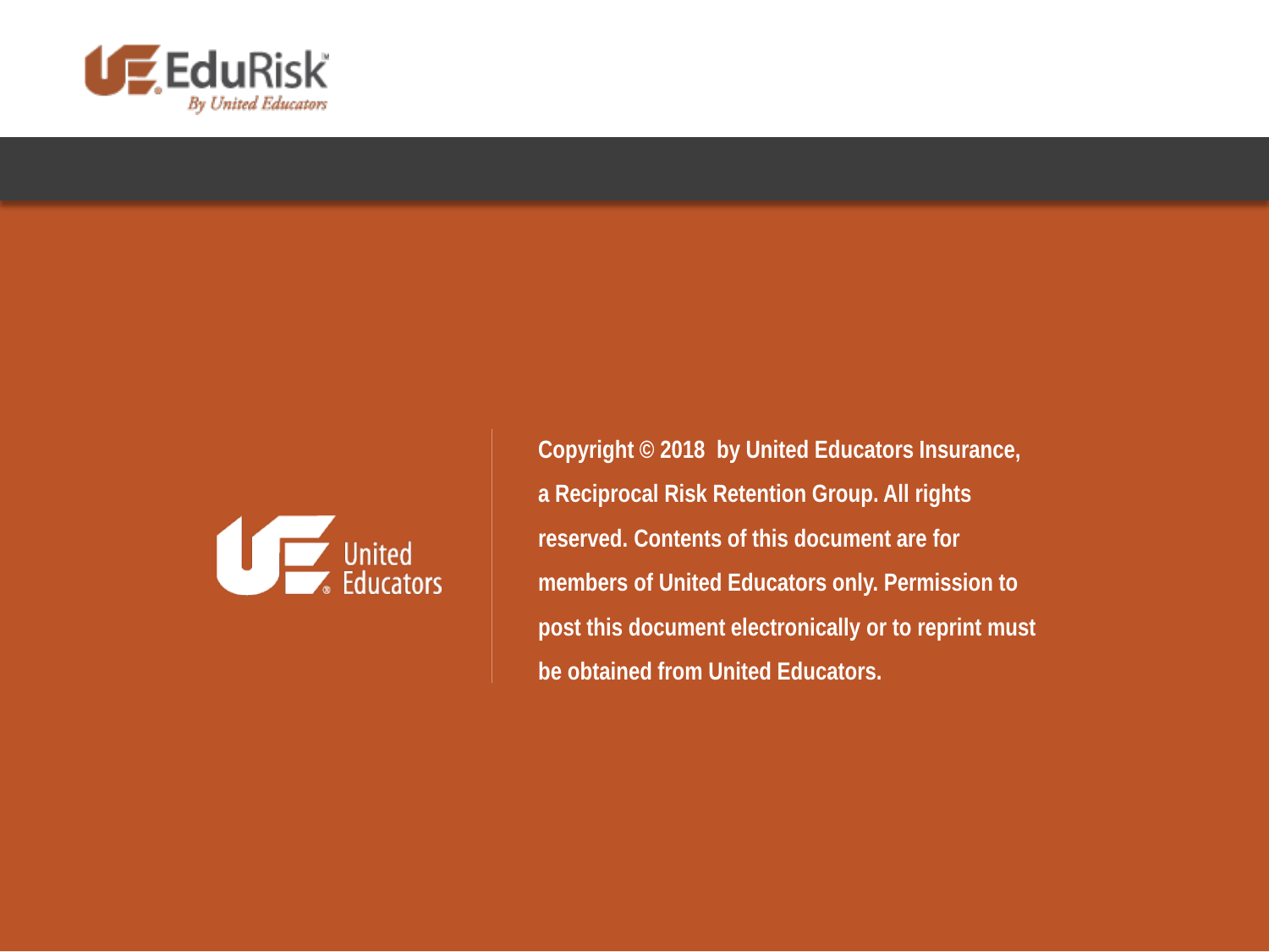Copyright © 2018 by United Educators Insurance, a Reciprocal Risk Retention Group. All rights reserved. Contents of this document are for members of United Educators only. Permission to post this document electronically or to reprint must be obtained from United Educators.